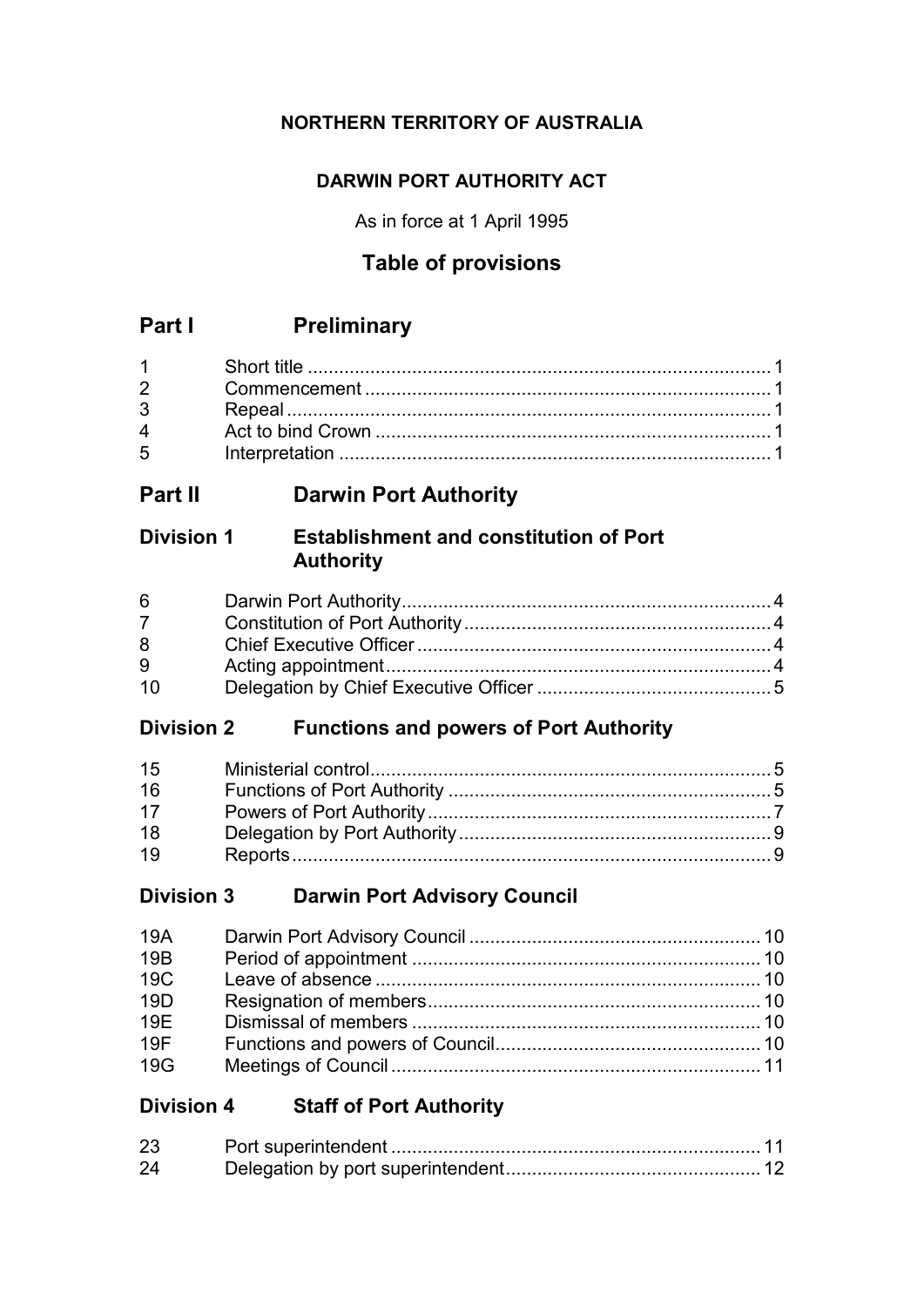**NORTHERN TERRITORY OF AUSTRALIA**

**DARWIN PORT AUTHORITY ACT**

As in force at 1 April 1995

# Table of provisions

## Part I Preliminary

| | | |
|---|---|---|
| 1 | Short title | 1 |
| 2 | Commencement | 1 |
| 3 | Repeal | 1 |
| 4 | Act to bind Crown | 1 |
| 5 | Interpretation | 1 |

## Part II Darwin Port Authority

### Division 1 Establishment and constitution of Port Authority

| | | |
|---|---|---|
| 6 | Darwin Port Authority | 4 |
| 7 | Constitution of Port Authority | 4 |
| 8 | Chief Executive Officer | 4 |
| 9 | Acting appointment | 4 |
| 10 | Delegation by Chief Executive Officer | 5 |

### Division 2 Functions and powers of Port Authority

| | | |
|---|---|---|
| 15 | Ministerial control | 5 |
| 16 | Functions of Port Authority | 5 |
| 17 | Powers of Port Authority | 7 |
| 18 | Delegation by Port Authority | 9 |
| 19 | Reports | 9 |

### Division 3 Darwin Port Advisory Council

| | | |
|---|---|---|
| 19A | Darwin Port Advisory Council | 10 |
| 19B | Period of appointment | 10 |
| 19C | Leave of absence | 10 |
| 19D | Resignation of members | 10 |
| 19E | Dismissal of members | 10 |
| 19F | Functions and powers of Council | 10 |
| 19G | Meetings of Council | 11 |

### Division 4 Staff of Port Authority

| | | |
|---|---|---|
| 23 | Port superintendent | 11 |
| 24 | Delegation by port superintendent | 12 |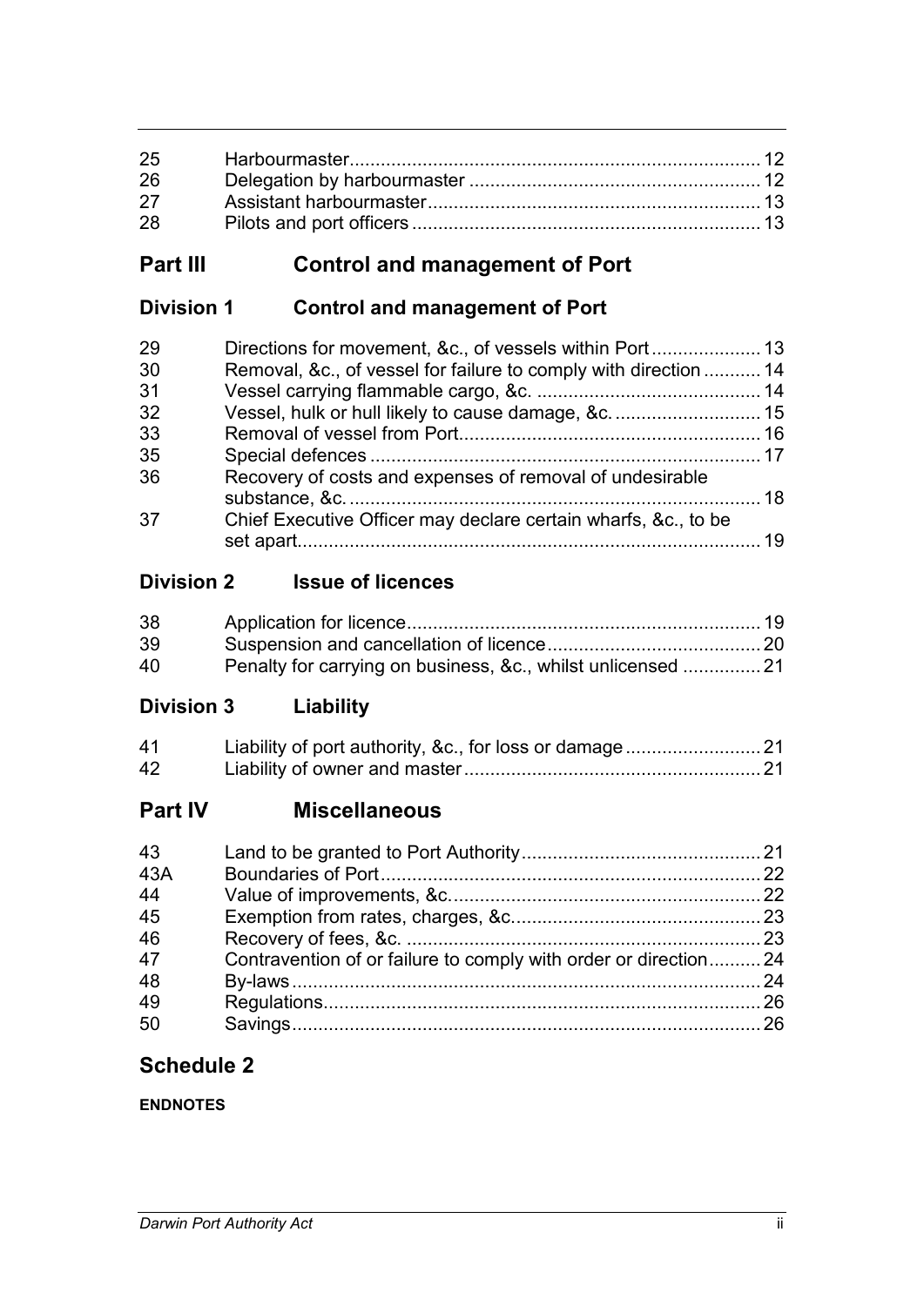| | | |
|---|---|---|
| 25 | Harbourmaster | 12 |
| 26 | Delegation by harbourmaster | 12 |
| 27 | Assistant harbourmaster | 13 |
| 28 | Pilots and port officers | 13 |

## Part III Control and management of Port

### Division 1 Control and management of Port

| | | |
|---|---|---|
| 29 | Directions for movement, &c., of vessels within Port | 13 |
| 30 | Removal, &c., of vessel for failure to comply with direction | 14 |
| 31 | Vessel carrying flammable cargo, &c. | 14 |
| 32 | Vessel, hulk or hull likely to cause damage, &c. | 15 |
| 33 | Removal of vessel from Port | 16 |
| 35 | Special defences | 17 |
| 36 | Recovery of costs and expenses of removal of undesirable substance, &c. | 18 |
| 37 | Chief Executive Officer may declare certain wharfs, &c., to be set apart | 19 |

### Division 2 Issue of licences

| | | |
|---|---|---|
| 38 | Application for licence | 19 |
| 39 | Suspension and cancellation of licence | 20 |
| 40 | Penalty for carrying on business, &c., whilst unlicensed | 21 |

### Division 3 Liability

| | | |
|---|---|---|
| 41 | Liability of port authority, &c., for loss or damage | 21 |
| 42 | Liability of owner and master | 21 |

## Part IV Miscellaneous

| | | |
|---|---|---|
| 43 | Land to be granted to Port Authority | 21 |
| 43A | Boundaries of Port | 22 |
| 44 | Value of improvements, &c. | 22 |
| 45 | Exemption from rates, charges, &c. | 23 |
| 46 | Recovery of fees, &c. | 23 |
| 47 | Contravention of or failure to comply with order or direction | 24 |
| 48 | By-laws | 24 |
| 49 | Regulations | 26 |
| 50 | Savings | 26 |

## Schedule 2

**ENDNOTES**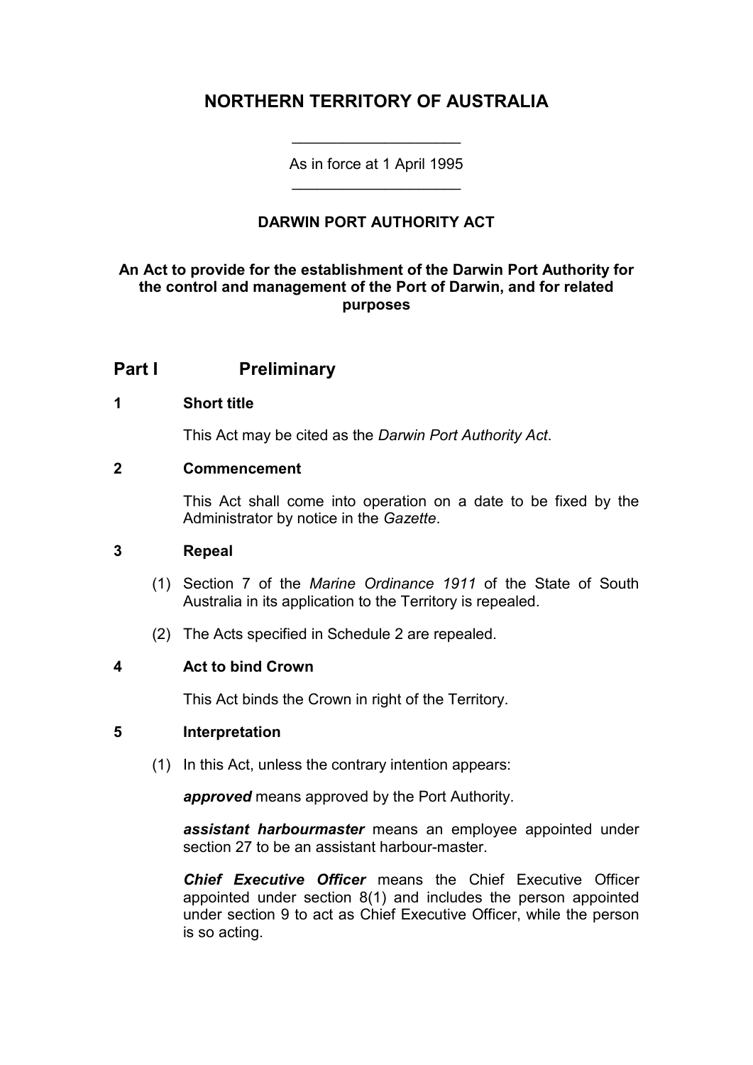# NORTHERN TERRITORY OF AUSTRALIA

As in force at 1 April 1995

## DARWIN PORT AUTHORITY ACT

**An Act to provide for the establishment of the Darwin Port Authority for the control and management of the Port of Darwin, and for related purposes**

## Part I Preliminary

### 1 Short title

This Act may be cited as the *Darwin Port Authority Act*.

### 2 Commencement

This Act shall come into operation on a date to be fixed by the Administrator by notice in the *Gazette*.

### 3 Repeal

(1) Section 7 of the *Marine Ordinance 1911* of the State of South Australia in its application to the Territory is repealed.

(2) The Acts specified in Schedule 2 are repealed.

### 4 Act to bind Crown

This Act binds the Crown in right of the Territory.

### 5 Interpretation

(1) In this Act, unless the contrary intention appears:

***approved*** means approved by the Port Authority.

***assistant harbourmaster*** means an employee appointed under section 27 to be an assistant harbour-master.

***Chief Executive Officer*** means the Chief Executive Officer appointed under section 8(1) and includes the person appointed under section 9 to act as Chief Executive Officer, while the person is so acting.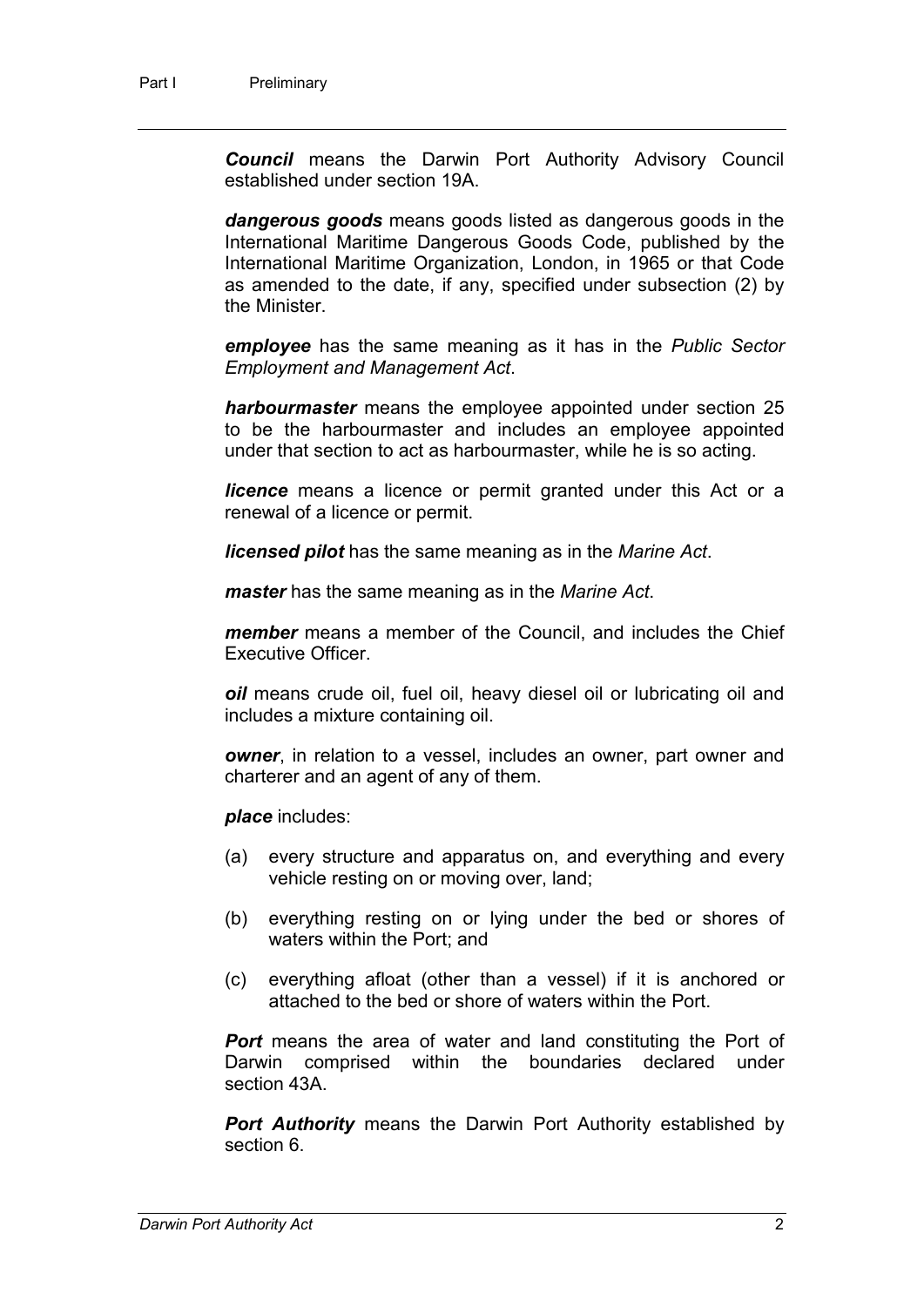***Council*** means the Darwin Port Authority Advisory Council established under section 19A.

***dangerous goods*** means goods listed as dangerous goods in the International Maritime Dangerous Goods Code, published by the International Maritime Organization, London, in 1965 or that Code as amended to the date, if any, specified under subsection (2) by the Minister.

***employee*** has the same meaning as it has in the *Public Sector Employment and Management Act*.

***harbourmaster*** means the employee appointed under section 25 to be the harbourmaster and includes an employee appointed under that section to act as harbourmaster, while he is so acting.

***licence*** means a licence or permit granted under this Act or a renewal of a licence or permit.

***licensed pilot*** has the same meaning as in the *Marine Act*.

***master*** has the same meaning as in the *Marine Act*.

***member*** means a member of the Council, and includes the Chief Executive Officer.

***oil*** means crude oil, fuel oil, heavy diesel oil or lubricating oil and includes a mixture containing oil.

***owner***, in relation to a vessel, includes an owner, part owner and charterer and an agent of any of them.

***place*** includes:

(a) every structure and apparatus on, and everything and every vehicle resting on or moving over, land;

(b) everything resting on or lying under the bed or shores of waters within the Port; and

(c) everything afloat (other than a vessel) if it is anchored or attached to the bed or shore of waters within the Port.

***Port*** means the area of water and land constituting the Port of Darwin comprised within the boundaries declared under section 43A.

***Port Authority*** means the Darwin Port Authority established by section 6.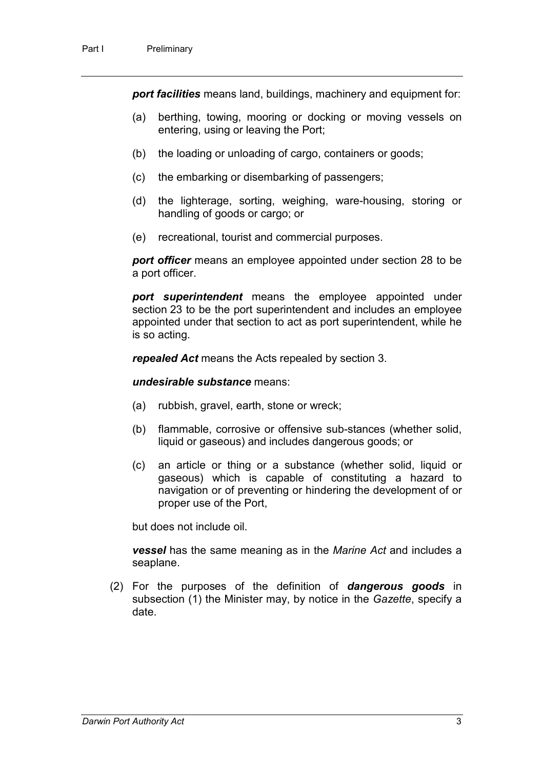***port facilities*** means land, buildings, machinery and equipment for:

(a) berthing, towing, mooring or docking or moving vessels on entering, using or leaving the Port;

(b) the loading or unloading of cargo, containers or goods;

(c) the embarking or disembarking of passengers;

(d) the lighterage, sorting, weighing, ware-housing, storing or handling of goods or cargo; or

(e) recreational, tourist and commercial purposes.

***port officer*** means an employee appointed under section 28 to be a port officer.

***port superintendent*** means the employee appointed under section 23 to be the port superintendent and includes an employee appointed under that section to act as port superintendent, while he is so acting.

***repealed Act*** means the Acts repealed by section 3.

***undesirable substance*** means:

(a) rubbish, gravel, earth, stone or wreck;

(b) flammable, corrosive or offensive sub-stances (whether solid, liquid or gaseous) and includes dangerous goods; or

(c) an article or thing or a substance (whether solid, liquid or gaseous) which is capable of constituting a hazard to navigation or of preventing or hindering the development of or proper use of the Port,

but does not include oil.

***vessel*** has the same meaning as in the *Marine Act* and includes a seaplane.

(2) For the purposes of the definition of ***dangerous goods*** in subsection (1) the Minister may, by notice in the *Gazette*, specify a date.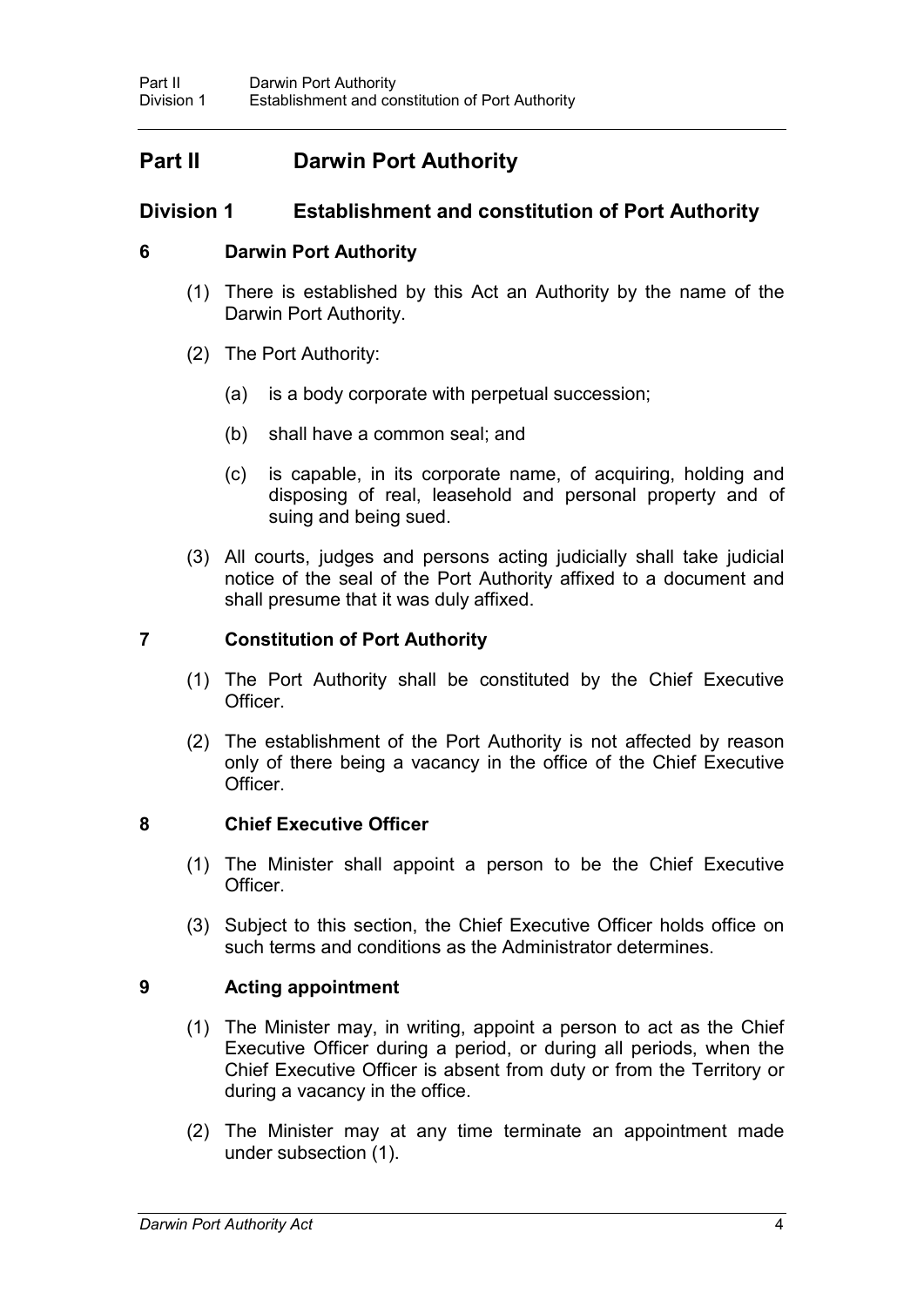# Part II Darwin Port Authority

## Division 1 Establishment and constitution of Port Authority

### 6 Darwin Port Authority

(1) There is established by this Act an Authority by the name of the Darwin Port Authority.

(2) The Port Authority:

(a) is a body corporate with perpetual succession;

(b) shall have a common seal; and

(c) is capable, in its corporate name, of acquiring, holding and disposing of real, leasehold and personal property and of suing and being sued.

(3) All courts, judges and persons acting judicially shall take judicial notice of the seal of the Port Authority affixed to a document and shall presume that it was duly affixed.

### 7 Constitution of Port Authority

(1) The Port Authority shall be constituted by the Chief Executive Officer.

(2) The establishment of the Port Authority is not affected by reason only of there being a vacancy in the office of the Chief Executive Officer.

### 8 Chief Executive Officer

(1) The Minister shall appoint a person to be the Chief Executive Officer.

(3) Subject to this section, the Chief Executive Officer holds office on such terms and conditions as the Administrator determines.

### 9 Acting appointment

(1) The Minister may, in writing, appoint a person to act as the Chief Executive Officer during a period, or during all periods, when the Chief Executive Officer is absent from duty or from the Territory or during a vacancy in the office.

(2) The Minister may at any time terminate an appointment made under subsection (1).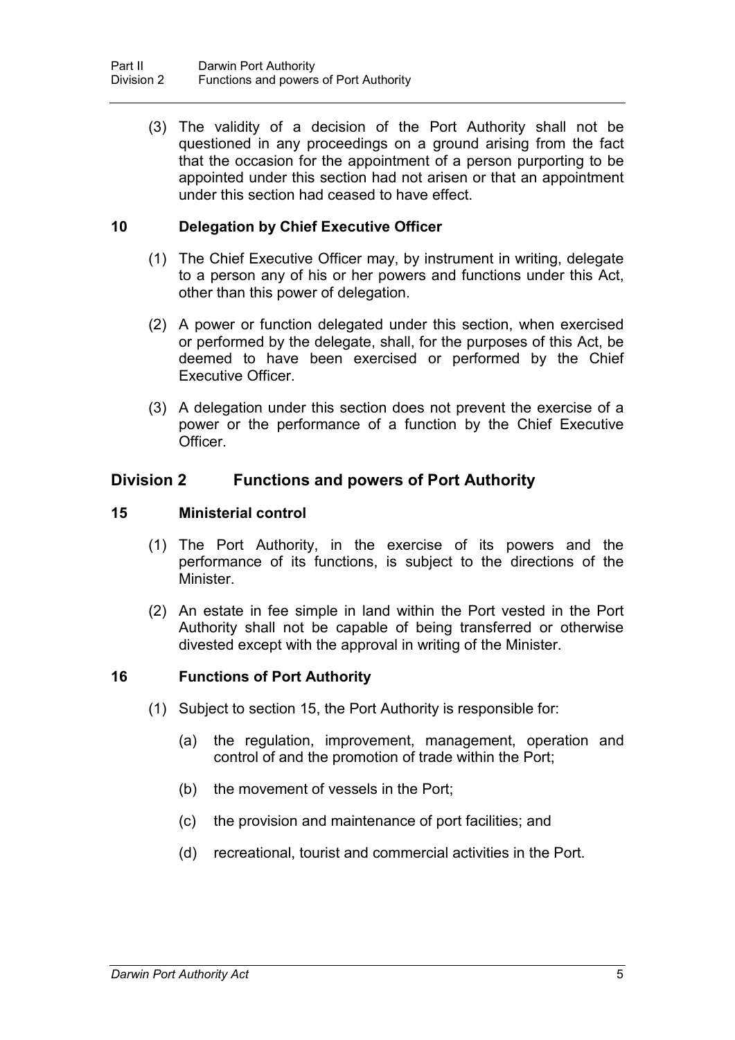(3) The validity of a decision of the Port Authority shall not be questioned in any proceedings on a ground arising from the fact that the occasion for the appointment of a person purporting to be appointed under this section had not arisen or that an appointment under this section had ceased to have effect.

### 10 Delegation by Chief Executive Officer

(1) The Chief Executive Officer may, by instrument in writing, delegate to a person any of his or her powers and functions under this Act, other than this power of delegation.

(2) A power or function delegated under this section, when exercised or performed by the delegate, shall, for the purposes of this Act, be deemed to have been exercised or performed by the Chief Executive Officer.

(3) A delegation under this section does not prevent the exercise of a power or the performance of a function by the Chief Executive Officer.

## Division 2 Functions and powers of Port Authority

### 15 Ministerial control

(1) The Port Authority, in the exercise of its powers and the performance of its functions, is subject to the directions of the Minister.

(2) An estate in fee simple in land within the Port vested in the Port Authority shall not be capable of being transferred or otherwise divested except with the approval in writing of the Minister.

### 16 Functions of Port Authority

(1) Subject to section 15, the Port Authority is responsible for:

(a) the regulation, improvement, management, operation and control of and the promotion of trade within the Port;

(b) the movement of vessels in the Port;

(c) the provision and maintenance of port facilities; and

(d) recreational, tourist and commercial activities in the Port.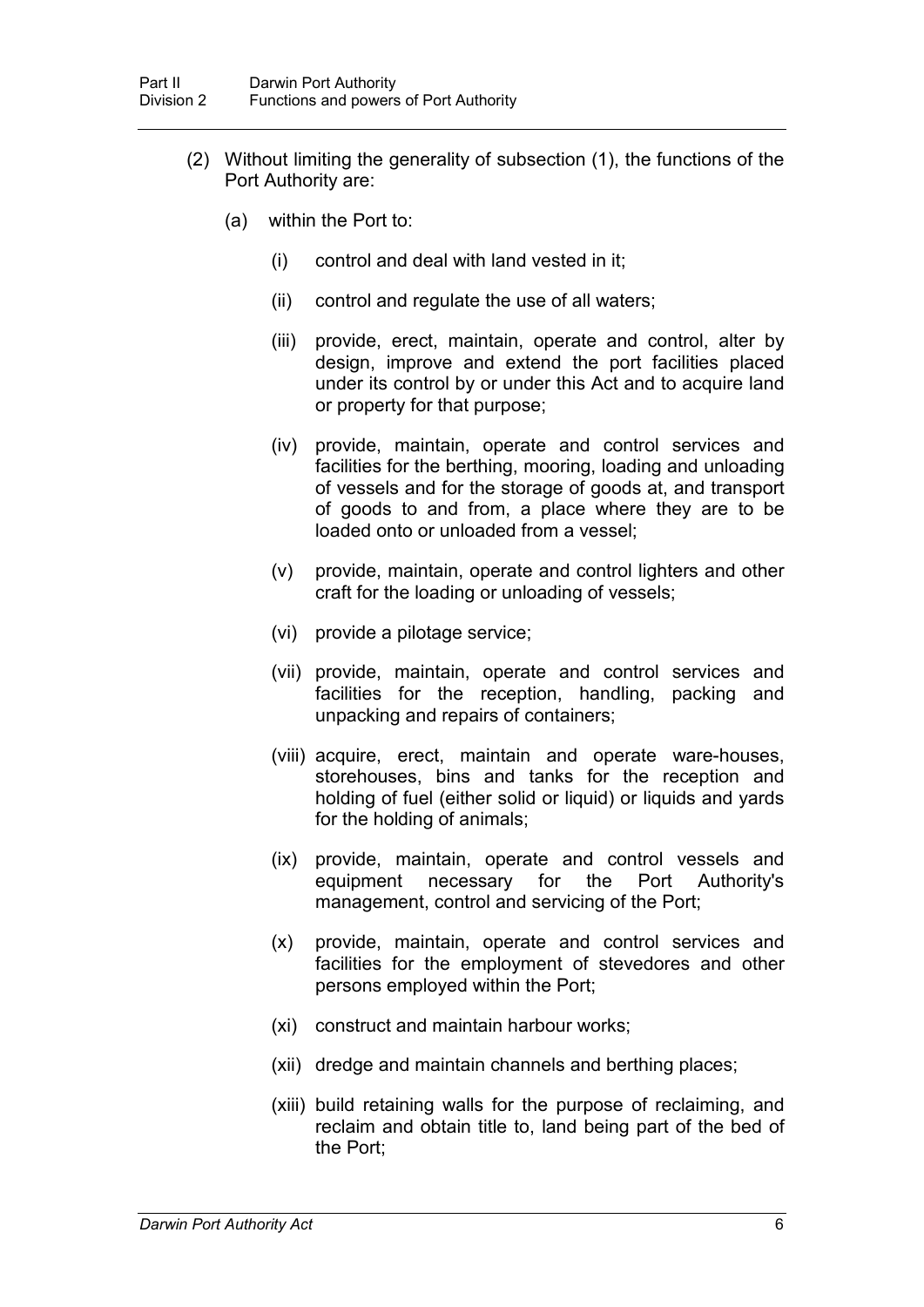(2) Without limiting the generality of subsection (1), the functions of the Port Authority are:

(a) within the Port to:

(i) control and deal with land vested in it;

(ii) control and regulate the use of all waters;

(iii) provide, erect, maintain, operate and control, alter by design, improve and extend the port facilities placed under its control by or under this Act and to acquire land or property for that purpose;

(iv) provide, maintain, operate and control services and facilities for the berthing, mooring, loading and unloading of vessels and for the storage of goods at, and transport of goods to and from, a place where they are to be loaded onto or unloaded from a vessel;

(v) provide, maintain, operate and control lighters and other craft for the loading or unloading of vessels;

(vi) provide a pilotage service;

(vii) provide, maintain, operate and control services and facilities for the reception, handling, packing and unpacking and repairs of containers;

(viii) acquire, erect, maintain and operate ware-houses, storehouses, bins and tanks for the reception and holding of fuel (either solid or liquid) or liquids and yards for the holding of animals;

(ix) provide, maintain, operate and control vessels and equipment necessary for the Port Authority's management, control and servicing of the Port;

(x) provide, maintain, operate and control services and facilities for the employment of stevedores and other persons employed within the Port;

(xi) construct and maintain harbour works;

(xii) dredge and maintain channels and berthing places;

(xiii) build retaining walls for the purpose of reclaiming, and reclaim and obtain title to, land being part of the bed of the Port;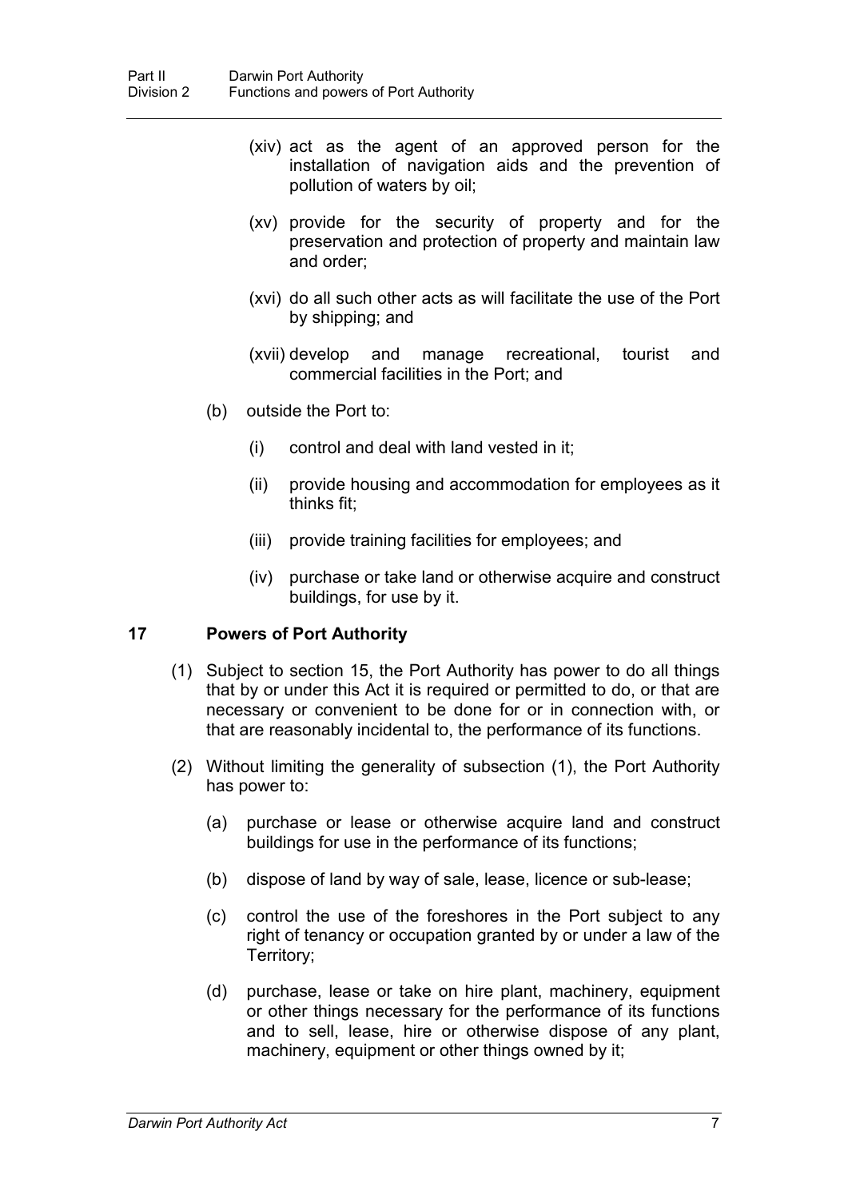(xiv) act as the agent of an approved person for the installation of navigation aids and the prevention of pollution of waters by oil;

(xv) provide for the security of property and for the preservation and protection of property and maintain law and order;

(xvi) do all such other acts as will facilitate the use of the Port by shipping; and

(xvii) develop and manage recreational, tourist and commercial facilities in the Port; and

(b) outside the Port to:

(i) control and deal with land vested in it;

(ii) provide housing and accommodation for employees as it thinks fit;

(iii) provide training facilities for employees; and

(iv) purchase or take land or otherwise acquire and construct buildings, for use by it.

## 17 Powers of Port Authority

(1) Subject to section 15, the Port Authority has power to do all things that by or under this Act it is required or permitted to do, or that are necessary or convenient to be done for or in connection with, or that are reasonably incidental to, the performance of its functions.

(2) Without limiting the generality of subsection (1), the Port Authority has power to:

(a) purchase or lease or otherwise acquire land and construct buildings for use in the performance of its functions;

(b) dispose of land by way of sale, lease, licence or sub-lease;

(c) control the use of the foreshores in the Port subject to any right of tenancy or occupation granted by or under a law of the Territory;

(d) purchase, lease or take on hire plant, machinery, equipment or other things necessary for the performance of its functions and to sell, lease, hire or otherwise dispose of any plant, machinery, equipment or other things owned by it;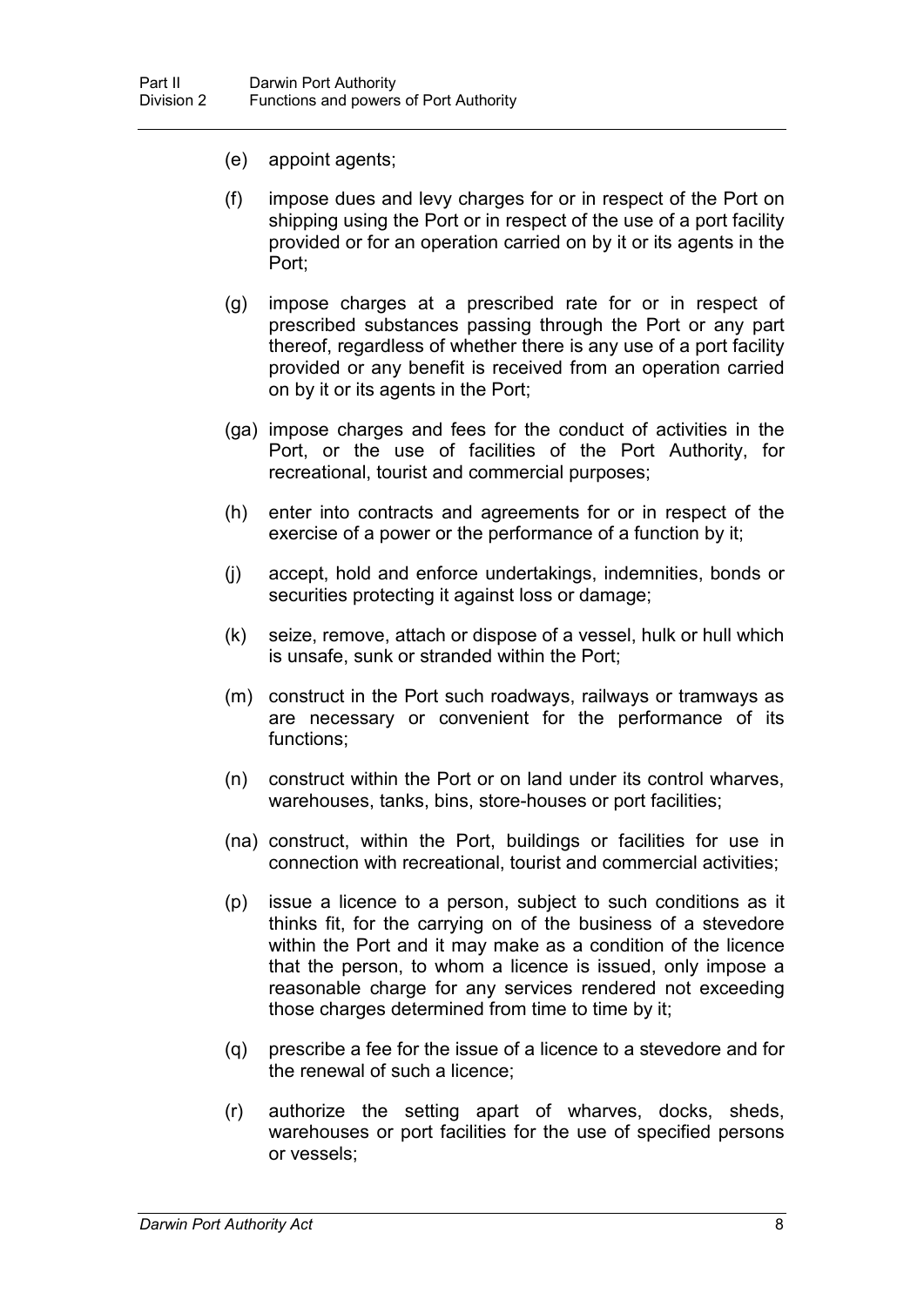(e) appoint agents;

(f) impose dues and levy charges for or in respect of the Port on shipping using the Port or in respect of the use of a port facility provided or for an operation carried on by it or its agents in the Port;

(g) impose charges at a prescribed rate for or in respect of prescribed substances passing through the Port or any part thereof, regardless of whether there is any use of a port facility provided or any benefit is received from an operation carried on by it or its agents in the Port;

(ga) impose charges and fees for the conduct of activities in the Port, or the use of facilities of the Port Authority, for recreational, tourist and commercial purposes;

(h) enter into contracts and agreements for or in respect of the exercise of a power or the performance of a function by it;

(j) accept, hold and enforce undertakings, indemnities, bonds or securities protecting it against loss or damage;

(k) seize, remove, attach or dispose of a vessel, hulk or hull which is unsafe, sunk or stranded within the Port;

(m) construct in the Port such roadways, railways or tramways as are necessary or convenient for the performance of its functions;

(n) construct within the Port or on land under its control wharves, warehouses, tanks, bins, store-houses or port facilities;

(na) construct, within the Port, buildings or facilities for use in connection with recreational, tourist and commercial activities;

(p) issue a licence to a person, subject to such conditions as it thinks fit, for the carrying on of the business of a stevedore within the Port and it may make as a condition of the licence that the person, to whom a licence is issued, only impose a reasonable charge for any services rendered not exceeding those charges determined from time to time by it;

(q) prescribe a fee for the issue of a licence to a stevedore and for the renewal of such a licence;

(r) authorize the setting apart of wharves, docks, sheds, warehouses or port facilities for the use of specified persons or vessels;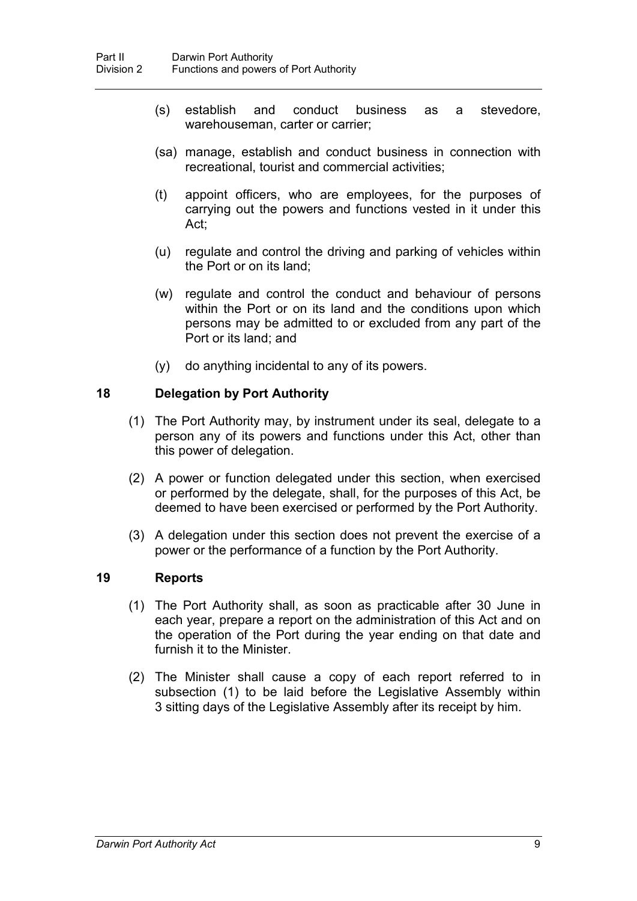(s) establish and conduct business as a stevedore, warehouseman, carter or carrier;

(sa) manage, establish and conduct business in connection with recreational, tourist and commercial activities;

(t) appoint officers, who are employees, for the purposes of carrying out the powers and functions vested in it under this Act;

(u) regulate and control the driving and parking of vehicles within the Port or on its land;

(w) regulate and control the conduct and behaviour of persons within the Port or on its land and the conditions upon which persons may be admitted to or excluded from any part of the Port or its land; and

(y) do anything incidental to any of its powers.

## 18 Delegation by Port Authority

(1) The Port Authority may, by instrument under its seal, delegate to a person any of its powers and functions under this Act, other than this power of delegation.

(2) A power or function delegated under this section, when exercised or performed by the delegate, shall, for the purposes of this Act, be deemed to have been exercised or performed by the Port Authority.

(3) A delegation under this section does not prevent the exercise of a power or the performance of a function by the Port Authority.

## 19 Reports

(1) The Port Authority shall, as soon as practicable after 30 June in each year, prepare a report on the administration of this Act and on the operation of the Port during the year ending on that date and furnish it to the Minister.

(2) The Minister shall cause a copy of each report referred to in subsection (1) to be laid before the Legislative Assembly within 3 sitting days of the Legislative Assembly after its receipt by him.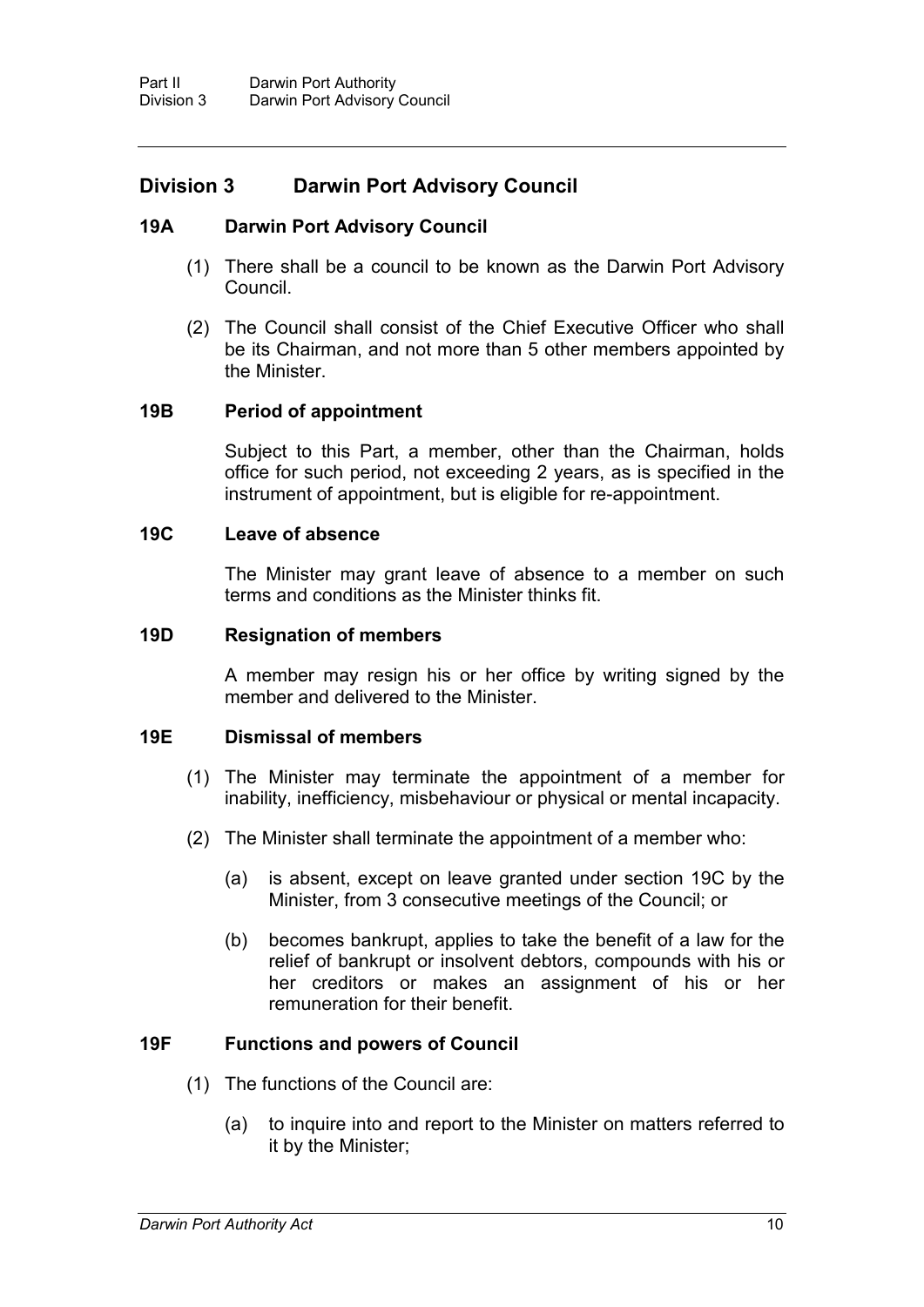## Division 3 Darwin Port Advisory Council

### 19A Darwin Port Advisory Council

(1) There shall be a council to be known as the Darwin Port Advisory Council.

(2) The Council shall consist of the Chief Executive Officer who shall be its Chairman, and not more than 5 other members appointed by the Minister.

### 19B Period of appointment

Subject to this Part, a member, other than the Chairman, holds office for such period, not exceeding 2 years, as is specified in the instrument of appointment, but is eligible for re-appointment.

### 19C Leave of absence

The Minister may grant leave of absence to a member on such terms and conditions as the Minister thinks fit.

### 19D Resignation of members

A member may resign his or her office by writing signed by the member and delivered to the Minister.

### 19E Dismissal of members

(1) The Minister may terminate the appointment of a member for inability, inefficiency, misbehaviour or physical or mental incapacity.

(2) The Minister shall terminate the appointment of a member who:

(a) is absent, except on leave granted under section 19C by the Minister, from 3 consecutive meetings of the Council; or

(b) becomes bankrupt, applies to take the benefit of a law for the relief of bankrupt or insolvent debtors, compounds with his or her creditors or makes an assignment of his or her remuneration for their benefit.

### 19F Functions and powers of Council

(1) The functions of the Council are:

(a) to inquire into and report to the Minister on matters referred to it by the Minister;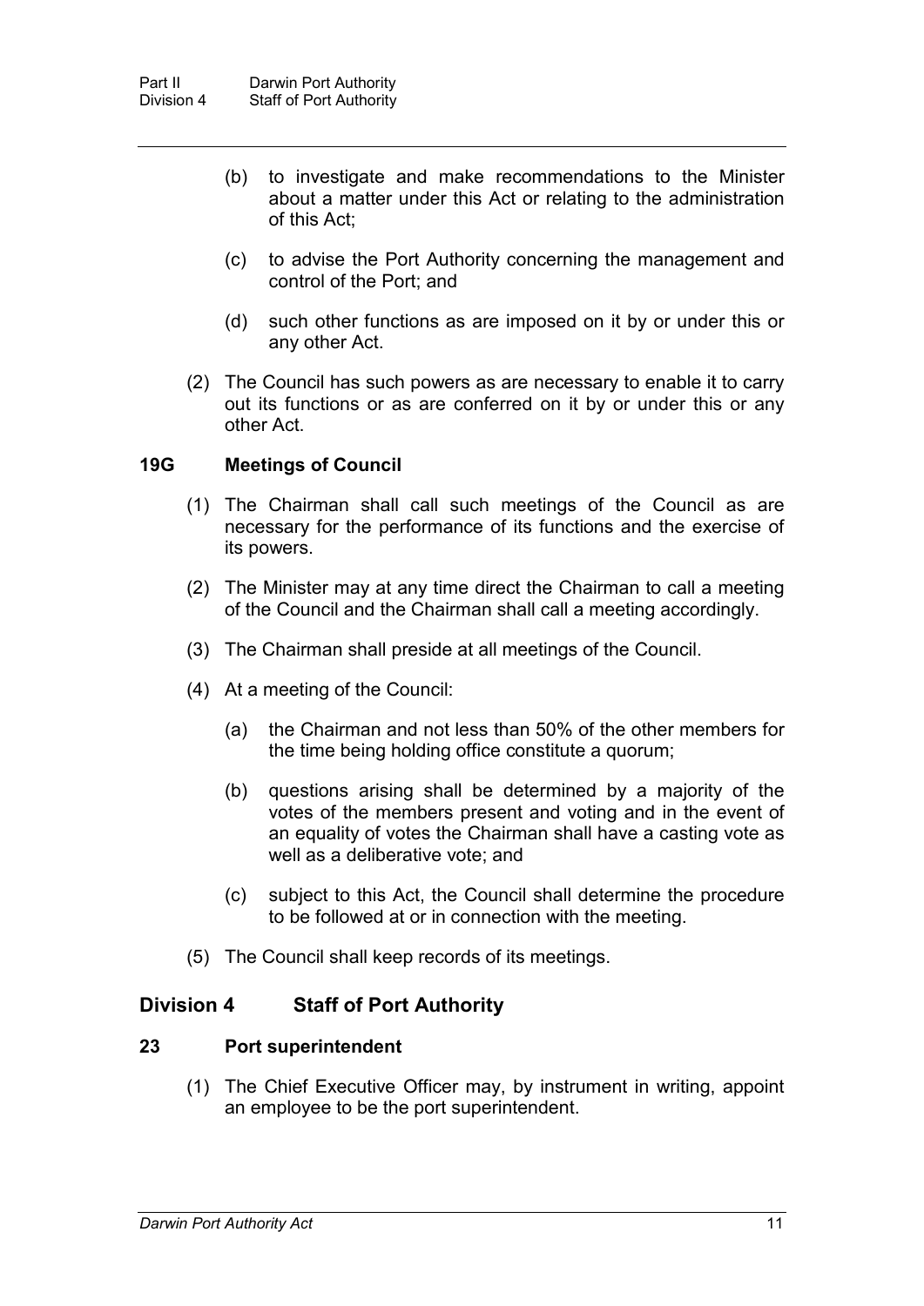(b) to investigate and make recommendations to the Minister about a matter under this Act or relating to the administration of this Act;

(c) to advise the Port Authority concerning the management and control of the Port; and

(d) such other functions as are imposed on it by or under this or any other Act.

(2) The Council has such powers as are necessary to enable it to carry out its functions or as are conferred on it by or under this or any other Act.

### 19G Meetings of Council

(1) The Chairman shall call such meetings of the Council as are necessary for the performance of its functions and the exercise of its powers.

(2) The Minister may at any time direct the Chairman to call a meeting of the Council and the Chairman shall call a meeting accordingly.

(3) The Chairman shall preside at all meetings of the Council.

(4) At a meeting of the Council:

(a) the Chairman and not less than 50% of the other members for the time being holding office constitute a quorum;

(b) questions arising shall be determined by a majority of the votes of the members present and voting and in the event of an equality of votes the Chairman shall have a casting vote as well as a deliberative vote; and

(c) subject to this Act, the Council shall determine the procedure to be followed at or in connection with the meeting.

(5) The Council shall keep records of its meetings.

## Division 4 Staff of Port Authority

### 23 Port superintendent

(1) The Chief Executive Officer may, by instrument in writing, appoint an employee to be the port superintendent.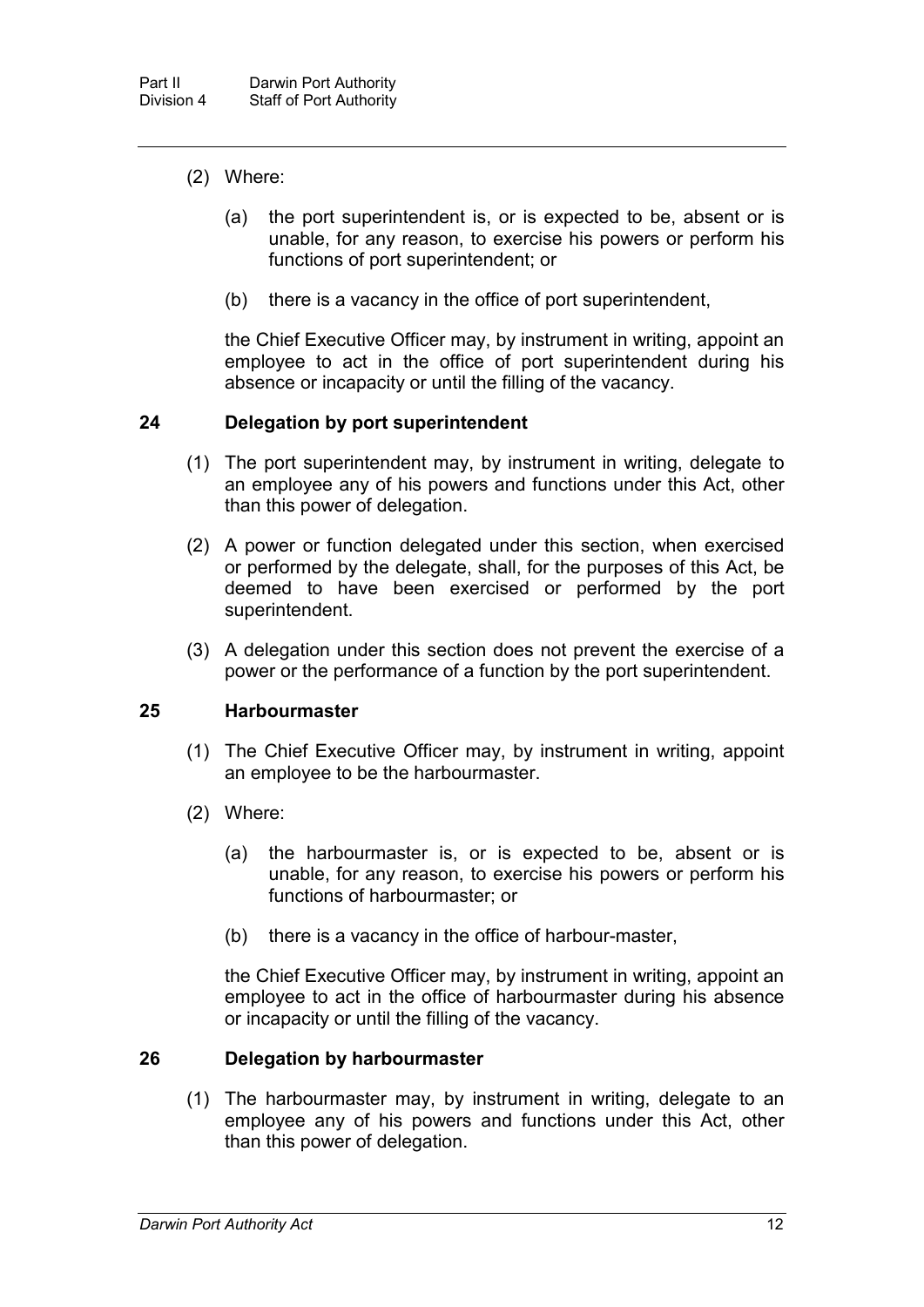(2) Where:

(a) the port superintendent is, or is expected to be, absent or is unable, for any reason, to exercise his powers or perform his functions of port superintendent; or

(b) there is a vacancy in the office of port superintendent,

the Chief Executive Officer may, by instrument in writing, appoint an employee to act in the office of port superintendent during his absence or incapacity or until the filling of the vacancy.

### 24 Delegation by port superintendent

(1) The port superintendent may, by instrument in writing, delegate to an employee any of his powers and functions under this Act, other than this power of delegation.

(2) A power or function delegated under this section, when exercised or performed by the delegate, shall, for the purposes of this Act, be deemed to have been exercised or performed by the port superintendent.

(3) A delegation under this section does not prevent the exercise of a power or the performance of a function by the port superintendent.

### 25 Harbourmaster

(1) The Chief Executive Officer may, by instrument in writing, appoint an employee to be the harbourmaster.

(2) Where:

(a) the harbourmaster is, or is expected to be, absent or is unable, for any reason, to exercise his powers or perform his functions of harbourmaster; or

(b) there is a vacancy in the office of harbour-master,

the Chief Executive Officer may, by instrument in writing, appoint an employee to act in the office of harbourmaster during his absence or incapacity or until the filling of the vacancy.

### 26 Delegation by harbourmaster

(1) The harbourmaster may, by instrument in writing, delegate to an employee any of his powers and functions under this Act, other than this power of delegation.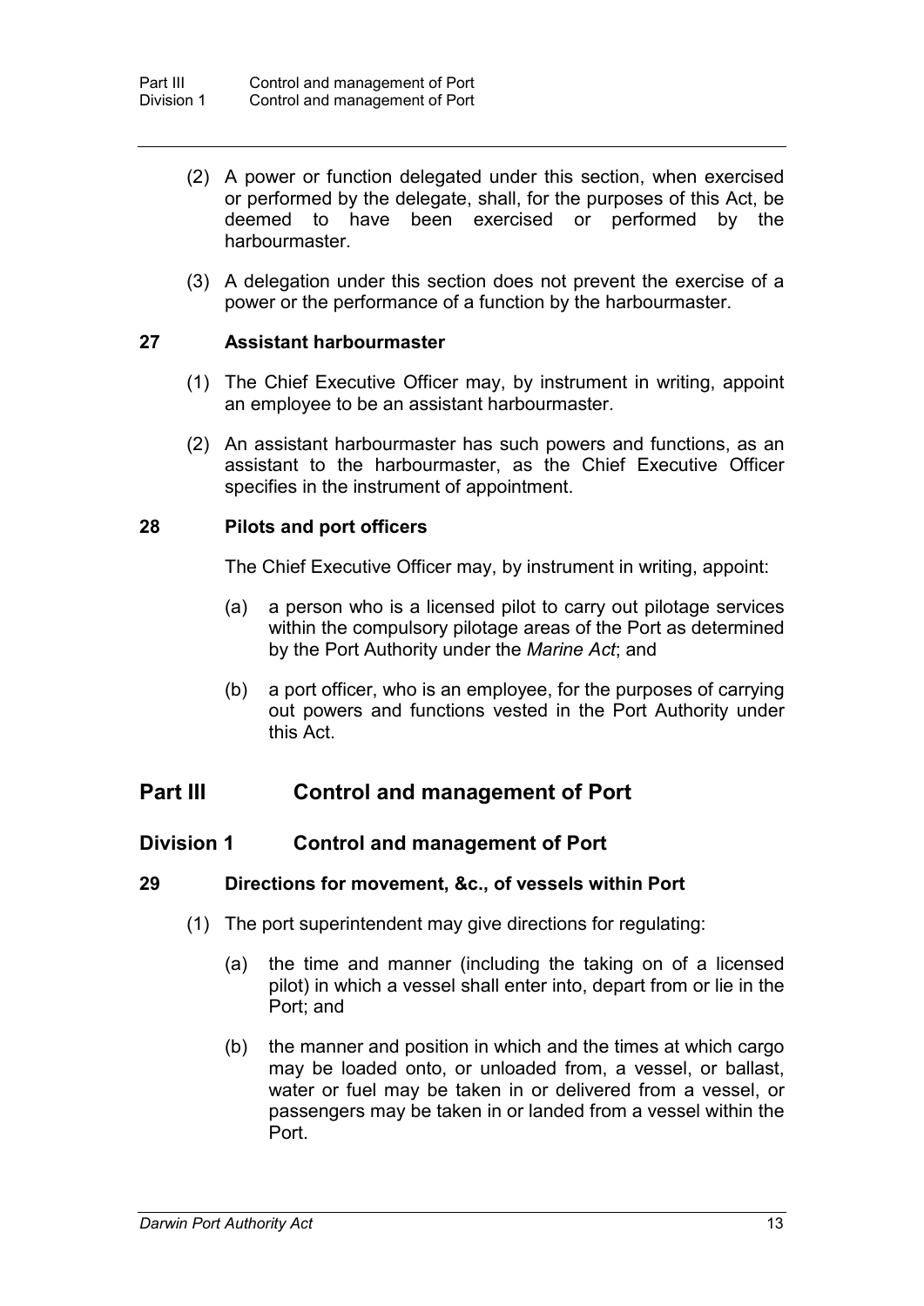(2) A power or function delegated under this section, when exercised or performed by the delegate, shall, for the purposes of this Act, be deemed to have been exercised or performed by the harbourmaster.

(3) A delegation under this section does not prevent the exercise of a power or the performance of a function by the harbourmaster.

### 27 Assistant harbourmaster

(1) The Chief Executive Officer may, by instrument in writing, appoint an employee to be an assistant harbourmaster.

(2) An assistant harbourmaster has such powers and functions, as an assistant to the harbourmaster, as the Chief Executive Officer specifies in the instrument of appointment.

### 28 Pilots and port officers

The Chief Executive Officer may, by instrument in writing, appoint:

(a) a person who is a licensed pilot to carry out pilotage services within the compulsory pilotage areas of the Port as determined by the Port Authority under the *Marine Act*; and

(b) a port officer, who is an employee, for the purposes of carrying out powers and functions vested in the Port Authority under this Act.

# Part III Control and management of Port

## Division 1 Control and management of Port

### 29 Directions for movement, &c., of vessels within Port

(1) The port superintendent may give directions for regulating:

(a) the time and manner (including the taking on of a licensed pilot) in which a vessel shall enter into, depart from or lie in the Port; and

(b) the manner and position in which and the times at which cargo may be loaded onto, or unloaded from, a vessel, or ballast, water or fuel may be taken in or delivered from a vessel, or passengers may be taken in or landed from a vessel within the Port.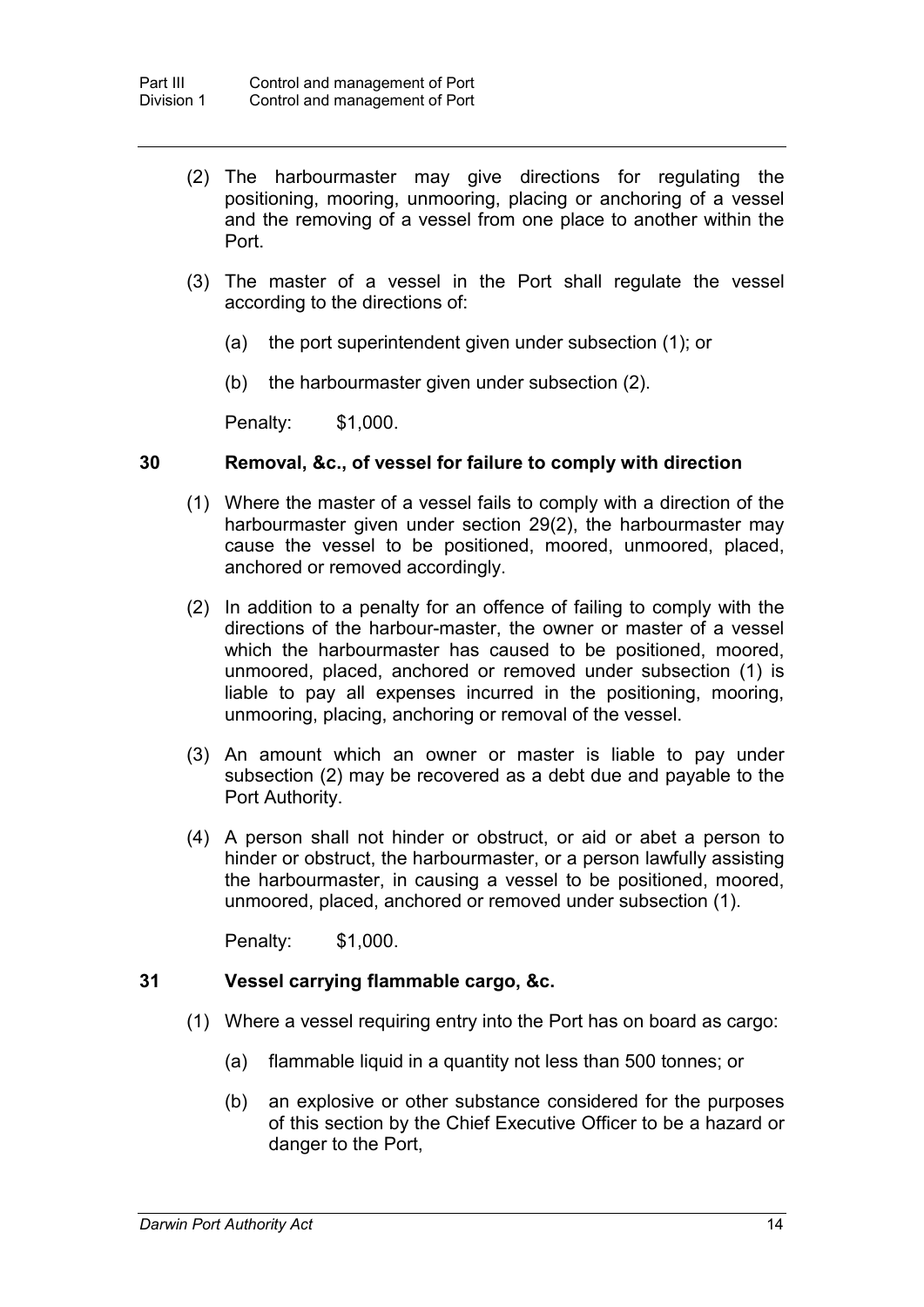(2) The harbourmaster may give directions for regulating the positioning, mooring, unmooring, placing or anchoring of a vessel and the removing of a vessel from one place to another within the Port.

(3) The master of a vessel in the Port shall regulate the vessel according to the directions of:

(a) the port superintendent given under subsection (1); or

(b) the harbourmaster given under subsection (2).

Penalty: $1,000.

## 30 Removal, &c., of vessel for failure to comply with direction

(1) Where the master of a vessel fails to comply with a direction of the harbourmaster given under section 29(2), the harbourmaster may cause the vessel to be positioned, moored, unmoored, placed, anchored or removed accordingly.

(2) In addition to a penalty for an offence of failing to comply with the directions of the harbour-master, the owner or master of a vessel which the harbourmaster has caused to be positioned, moored, unmoored, placed, anchored or removed under subsection (1) is liable to pay all expenses incurred in the positioning, mooring, unmooring, placing, anchoring or removal of the vessel.

(3) An amount which an owner or master is liable to pay under subsection (2) may be recovered as a debt due and payable to the Port Authority.

(4) A person shall not hinder or obstruct, or aid or abet a person to hinder or obstruct, the harbourmaster, or a person lawfully assisting the harbourmaster, in causing a vessel to be positioned, moored, unmoored, placed, anchored or removed under subsection (1).

Penalty: $1,000.

## 31 Vessel carrying flammable cargo, &c.

(1) Where a vessel requiring entry into the Port has on board as cargo:

(a) flammable liquid in a quantity not less than 500 tonnes; or

(b) an explosive or other substance considered for the purposes of this section by the Chief Executive Officer to be a hazard or danger to the Port,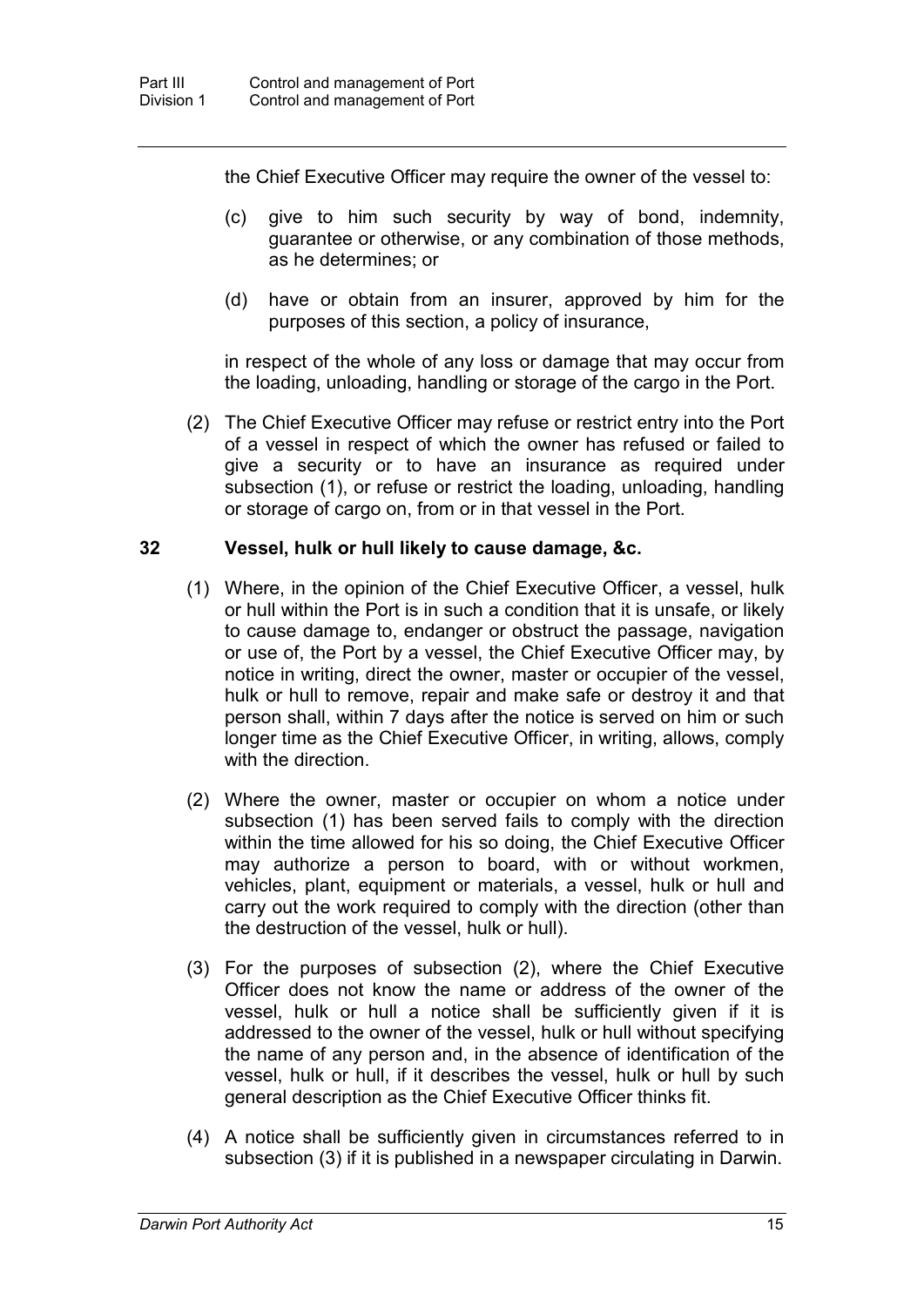the Chief Executive Officer may require the owner of the vessel to:

(c) give to him such security by way of bond, indemnity, guarantee or otherwise, or any combination of those methods, as he determines; or

(d) have or obtain from an insurer, approved by him for the purposes of this section, a policy of insurance,

in respect of the whole of any loss or damage that may occur from the loading, unloading, handling or storage of the cargo in the Port.

(2) The Chief Executive Officer may refuse or restrict entry into the Port of a vessel in respect of which the owner has refused or failed to give a security or to have an insurance as required under subsection (1), or refuse or restrict the loading, unloading, handling or storage of cargo on, from or in that vessel in the Port.

### 32 Vessel, hulk or hull likely to cause damage, &c.

(1) Where, in the opinion of the Chief Executive Officer, a vessel, hulk or hull within the Port is in such a condition that it is unsafe, or likely to cause damage to, endanger or obstruct the passage, navigation or use of, the Port by a vessel, the Chief Executive Officer may, by notice in writing, direct the owner, master or occupier of the vessel, hulk or hull to remove, repair and make safe or destroy it and that person shall, within 7 days after the notice is served on him or such longer time as the Chief Executive Officer, in writing, allows, comply with the direction.

(2) Where the owner, master or occupier on whom a notice under subsection (1) has been served fails to comply with the direction within the time allowed for his so doing, the Chief Executive Officer may authorize a person to board, with or without workmen, vehicles, plant, equipment or materials, a vessel, hulk or hull and carry out the work required to comply with the direction (other than the destruction of the vessel, hulk or hull).

(3) For the purposes of subsection (2), where the Chief Executive Officer does not know the name or address of the owner of the vessel, hulk or hull a notice shall be sufficiently given if it is addressed to the owner of the vessel, hulk or hull without specifying the name of any person and, in the absence of identification of the vessel, hulk or hull, if it describes the vessel, hulk or hull by such general description as the Chief Executive Officer thinks fit.

(4) A notice shall be sufficiently given in circumstances referred to in subsection (3) if it is published in a newspaper circulating in Darwin.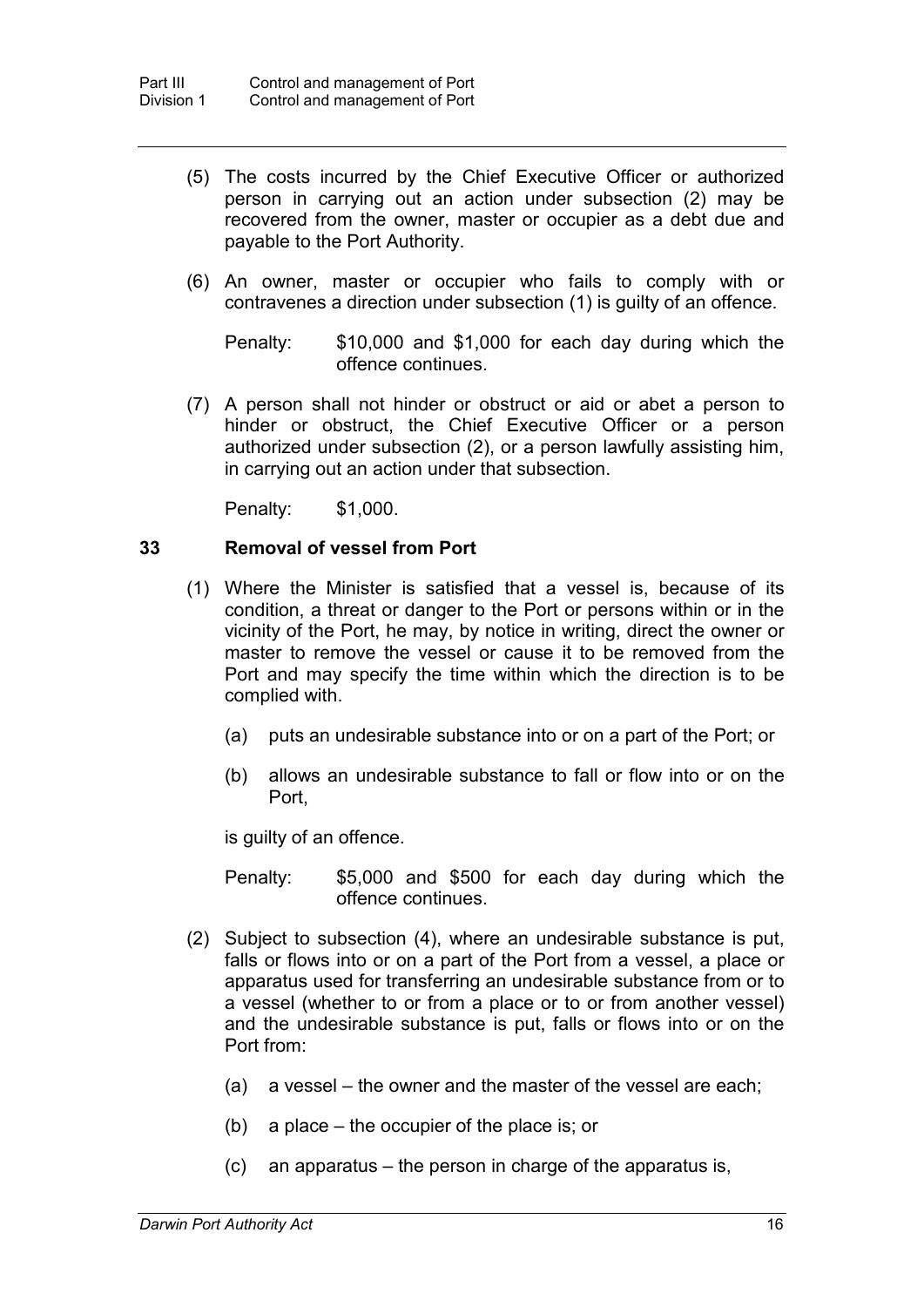(5) The costs incurred by the Chief Executive Officer or authorized person in carrying out an action under subsection (2) may be recovered from the owner, master or occupier as a debt due and payable to the Port Authority.

(6) An owner, master or occupier who fails to comply with or contravenes a direction under subsection (1) is guilty of an offence.

Penalty: $10,000 and $1,000 for each day during which the offence continues.

(7) A person shall not hinder or obstruct or aid or abet a person to hinder or obstruct, the Chief Executive Officer or a person authorized under subsection (2), or a person lawfully assisting him, in carrying out an action under that subsection.

Penalty: $1,000.

### 33 Removal of vessel from Port

(1) Where the Minister is satisfied that a vessel is, because of its condition, a threat or danger to the Port or persons within or in the vicinity of the Port, he may, by notice in writing, direct the owner or master to remove the vessel or cause it to be removed from the Port and may specify the time within which the direction is to be complied with.

(a) puts an undesirable substance into or on a part of the Port; or

(b) allows an undesirable substance to fall or flow into or on the Port,

is guilty of an offence.

Penalty: $5,000 and $500 for each day during which the offence continues.

(2) Subject to subsection (4), where an undesirable substance is put, falls or flows into or on a part of the Port from a vessel, a place or apparatus used for transferring an undesirable substance from or to a vessel (whether to or from a place or to or from another vessel) and the undesirable substance is put, falls or flows into or on the Port from:

(a) a vessel – the owner and the master of the vessel are each;

(b) a place – the occupier of the place is; or

(c) an apparatus – the person in charge of the apparatus is,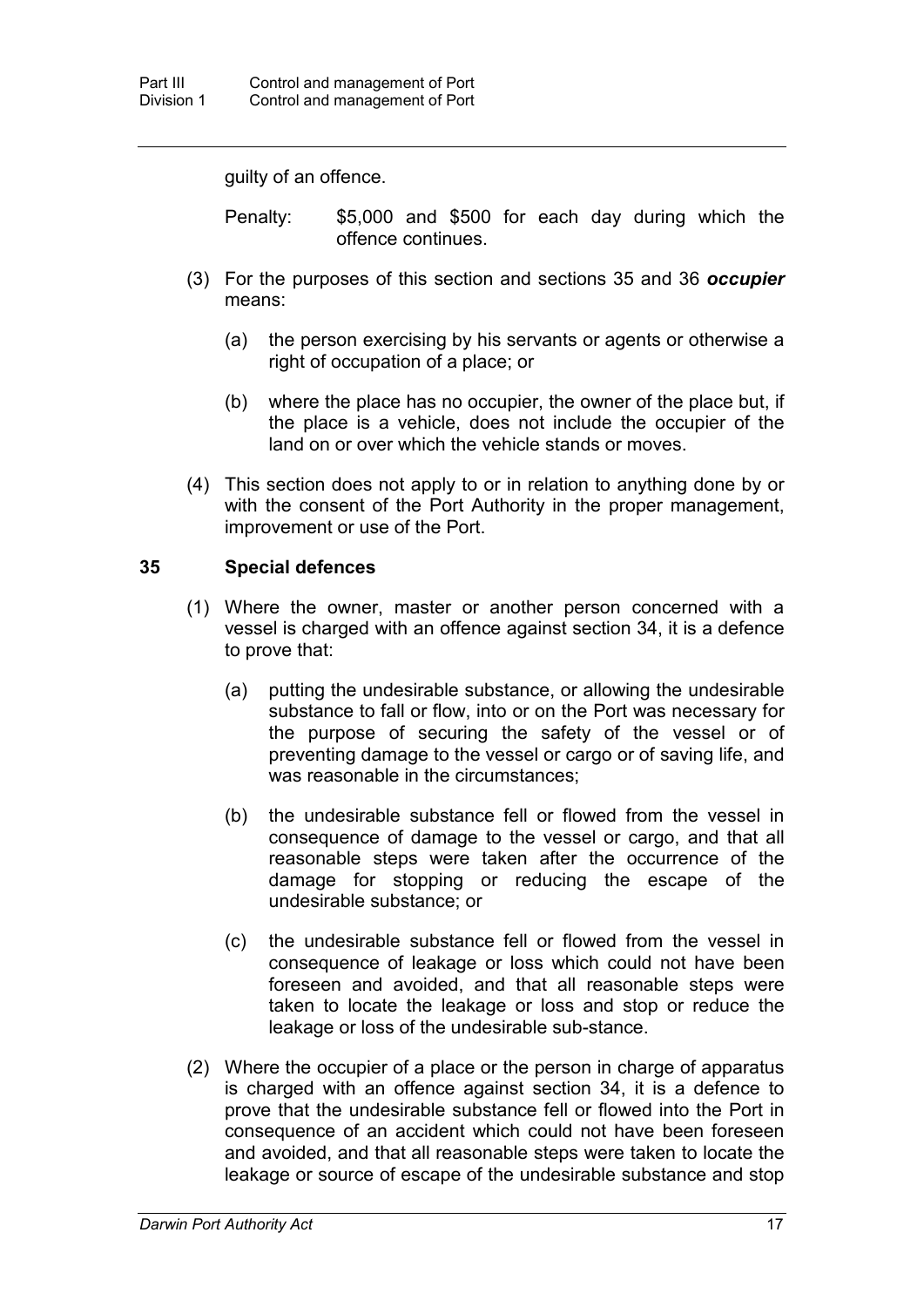guilty of an offence.

Penalty: $5,000 and $500 for each day during which the offence continues.

(3) For the purposes of this section and sections 35 and 36 ***occupier*** means:

(a) the person exercising by his servants or agents or otherwise a right of occupation of a place; or

(b) where the place has no occupier, the owner of the place but, if the place is a vehicle, does not include the occupier of the land on or over which the vehicle stands or moves.

(4) This section does not apply to or in relation to anything done by or with the consent of the Port Authority in the proper management, improvement or use of the Port.

## 35 Special defences

(1) Where the owner, master or another person concerned with a vessel is charged with an offence against section 34, it is a defence to prove that:

(a) putting the undesirable substance, or allowing the undesirable substance to fall or flow, into or on the Port was necessary for the purpose of securing the safety of the vessel or of preventing damage to the vessel or cargo or of saving life, and was reasonable in the circumstances;

(b) the undesirable substance fell or flowed from the vessel in consequence of damage to the vessel or cargo, and that all reasonable steps were taken after the occurrence of the damage for stopping or reducing the escape of the undesirable substance; or

(c) the undesirable substance fell or flowed from the vessel in consequence of leakage or loss which could not have been foreseen and avoided, and that all reasonable steps were taken to locate the leakage or loss and stop or reduce the leakage or loss of the undesirable sub-stance.

(2) Where the occupier of a place or the person in charge of apparatus is charged with an offence against section 34, it is a defence to prove that the undesirable substance fell or flowed into the Port in consequence of an accident which could not have been foreseen and avoided, and that all reasonable steps were taken to locate the leakage or source of escape of the undesirable substance and stop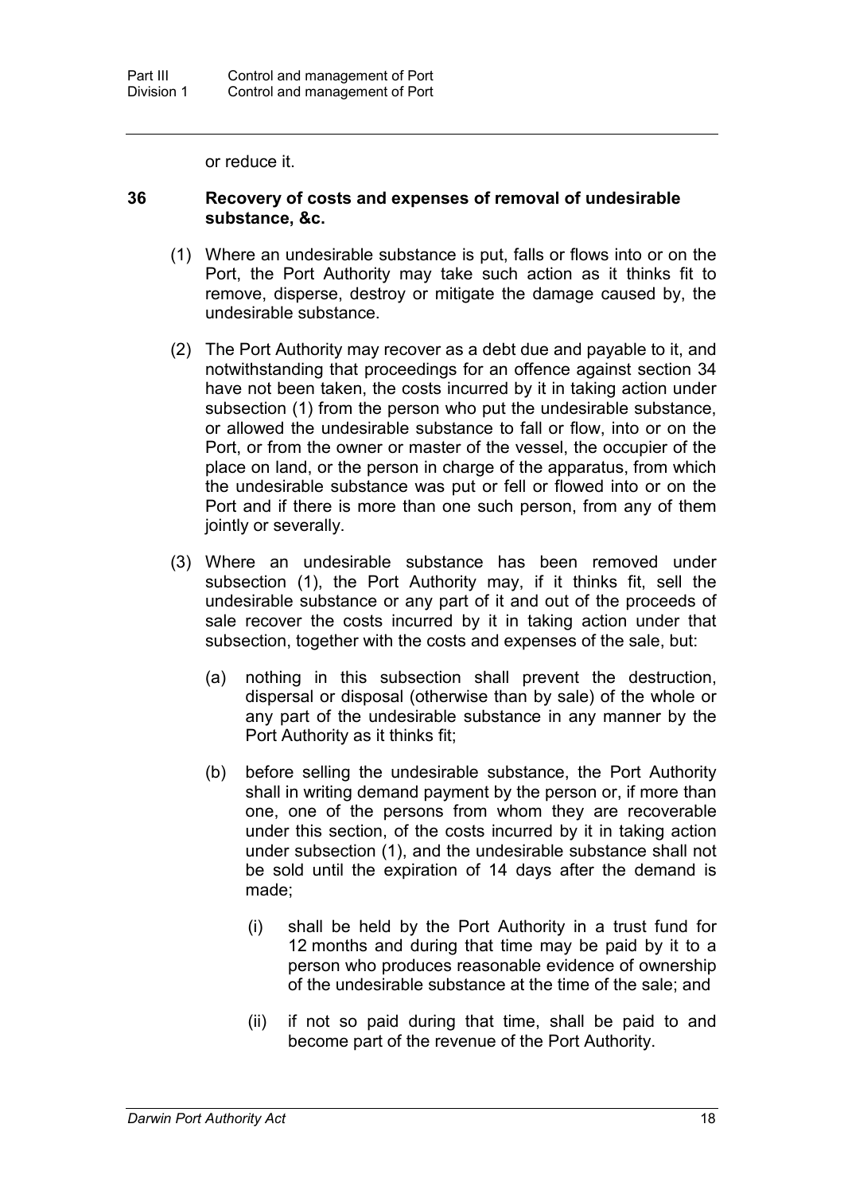or reduce it.

### 36 Recovery of costs and expenses of removal of undesirable substance, &c.

(1) Where an undesirable substance is put, falls or flows into or on the Port, the Port Authority may take such action as it thinks fit to remove, disperse, destroy or mitigate the damage caused by, the undesirable substance.

(2) The Port Authority may recover as a debt due and payable to it, and notwithstanding that proceedings for an offence against section 34 have not been taken, the costs incurred by it in taking action under subsection (1) from the person who put the undesirable substance, or allowed the undesirable substance to fall or flow, into or on the Port, or from the owner or master of the vessel, the occupier of the place on land, or the person in charge of the apparatus, from which the undesirable substance was put or fell or flowed into or on the Port and if there is more than one such person, from any of them jointly or severally.

(3) Where an undesirable substance has been removed under subsection (1), the Port Authority may, if it thinks fit, sell the undesirable substance or any part of it and out of the proceeds of sale recover the costs incurred by it in taking action under that subsection, together with the costs and expenses of the sale, but:

(a) nothing in this subsection shall prevent the destruction, dispersal or disposal (otherwise than by sale) of the whole or any part of the undesirable substance in any manner by the Port Authority as it thinks fit;

(b) before selling the undesirable substance, the Port Authority shall in writing demand payment by the person or, if more than one, one of the persons from whom they are recoverable under this section, of the costs incurred by it in taking action under subsection (1), and the undesirable substance shall not be sold until the expiration of 14 days after the demand is made;

(i) shall be held by the Port Authority in a trust fund for 12 months and during that time may be paid by it to a person who produces reasonable evidence of ownership of the undesirable substance at the time of the sale; and

(ii) if not so paid during that time, shall be paid to and become part of the revenue of the Port Authority.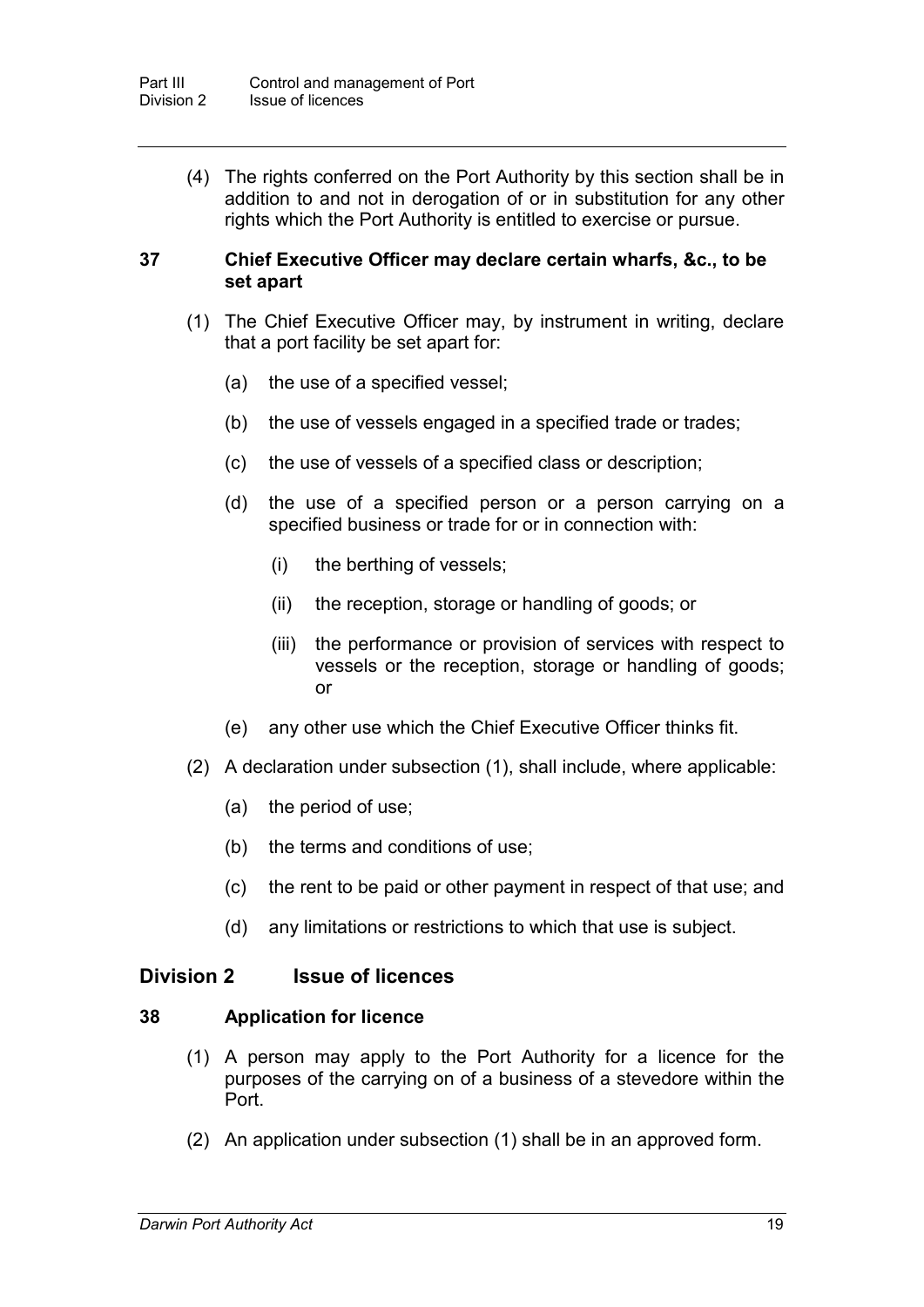(4) The rights conferred on the Port Authority by this section shall be in addition to and not in derogation of or in substitution for any other rights which the Port Authority is entitled to exercise or pursue.

### 37 Chief Executive Officer may declare certain wharfs, &c., to be set apart

(1) The Chief Executive Officer may, by instrument in writing, declare that a port facility be set apart for:

(a) the use of a specified vessel;

(b) the use of vessels engaged in a specified trade or trades;

(c) the use of vessels of a specified class or description;

(d) the use of a specified person or a person carrying on a specified business or trade for or in connection with:

(i) the berthing of vessels;

(ii) the reception, storage or handling of goods; or

(iii) the performance or provision of services with respect to vessels or the reception, storage or handling of goods; or

(e) any other use which the Chief Executive Officer thinks fit.

(2) A declaration under subsection (1), shall include, where applicable:

(a) the period of use;

(b) the terms and conditions of use;

(c) the rent to be paid or other payment in respect of that use; and

(d) any limitations or restrictions to which that use is subject.

## Division 2 Issue of licences

### 38 Application for licence

(1) A person may apply to the Port Authority for a licence for the purposes of the carrying on of a business of a stevedore within the Port.

(2) An application under subsection (1) shall be in an approved form.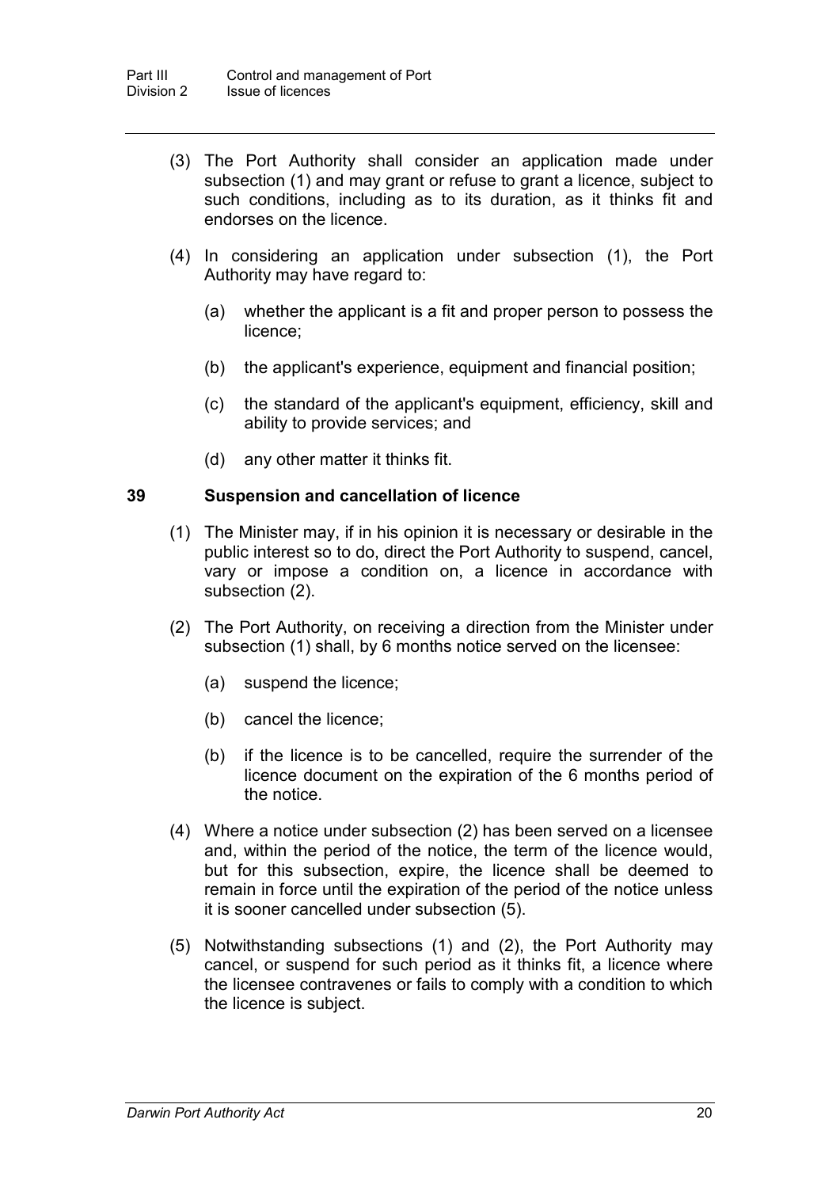(3) The Port Authority shall consider an application made under subsection (1) and may grant or refuse to grant a licence, subject to such conditions, including as to its duration, as it thinks fit and endorses on the licence.

(4) In considering an application under subsection (1), the Port Authority may have regard to:

(a) whether the applicant is a fit and proper person to possess the licence;

(b) the applicant's experience, equipment and financial position;

(c) the standard of the applicant's equipment, efficiency, skill and ability to provide services; and

(d) any other matter it thinks fit.

### 39 Suspension and cancellation of licence

(1) The Minister may, if in his opinion it is necessary or desirable in the public interest so to do, direct the Port Authority to suspend, cancel, vary or impose a condition on, a licence in accordance with subsection (2).

(2) The Port Authority, on receiving a direction from the Minister under subsection (1) shall, by 6 months notice served on the licensee:

(a) suspend the licence;

(b) cancel the licence;

(b) if the licence is to be cancelled, require the surrender of the licence document on the expiration of the 6 months period of the notice.

(4) Where a notice under subsection (2) has been served on a licensee and, within the period of the notice, the term of the licence would, but for this subsection, expire, the licence shall be deemed to remain in force until the expiration of the period of the notice unless it is sooner cancelled under subsection (5).

(5) Notwithstanding subsections (1) and (2), the Port Authority may cancel, or suspend for such period as it thinks fit, a licence where the licensee contravenes or fails to comply with a condition to which the licence is subject.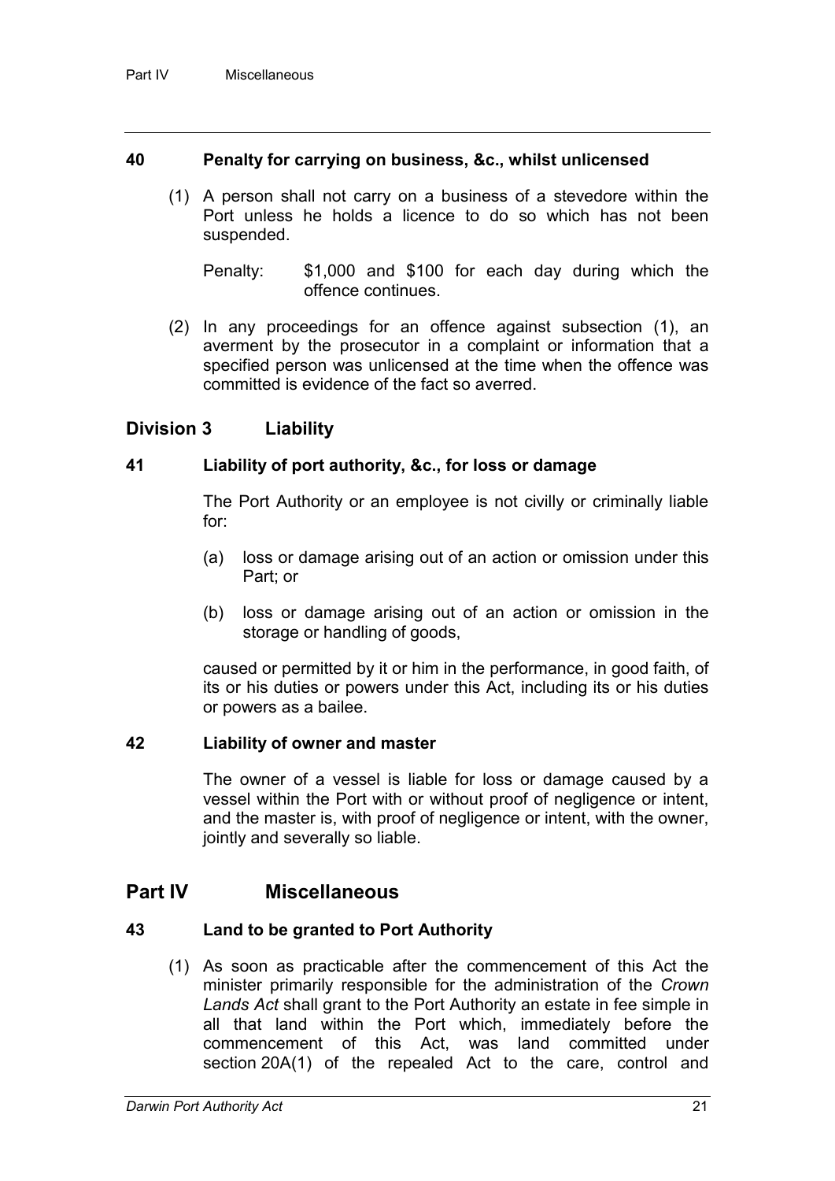### 40 Penalty for carrying on business, &c., whilst unlicensed

(1) A person shall not carry on a business of a stevedore within the Port unless he holds a licence to do so which has not been suspended.

Penalty: $1,000 and $100 for each day during which the offence continues.

(2) In any proceedings for an offence against subsection (1), an averment by the prosecutor in a complaint or information that a specified person was unlicensed at the time when the offence was committed is evidence of the fact so averred.

## Division 3 Liability

### 41 Liability of port authority, &c., for loss or damage

The Port Authority or an employee is not civilly or criminally liable for:

(a) loss or damage arising out of an action or omission under this Part; or

(b) loss or damage arising out of an action or omission in the storage or handling of goods,

caused or permitted by it or him in the performance, in good faith, of its or his duties or powers under this Act, including its or his duties or powers as a bailee.

### 42 Liability of owner and master

The owner of a vessel is liable for loss or damage caused by a vessel within the Port with or without proof of negligence or intent, and the master is, with proof of negligence or intent, with the owner, jointly and severally so liable.

# Part IV Miscellaneous

### 43 Land to be granted to Port Authority

(1) As soon as practicable after the commencement of this Act the minister primarily responsible for the administration of the *Crown Lands Act* shall grant to the Port Authority an estate in fee simple in all that land within the Port which, immediately before the commencement of this Act, was land committed under section 20A(1) of the repealed Act to the care, control and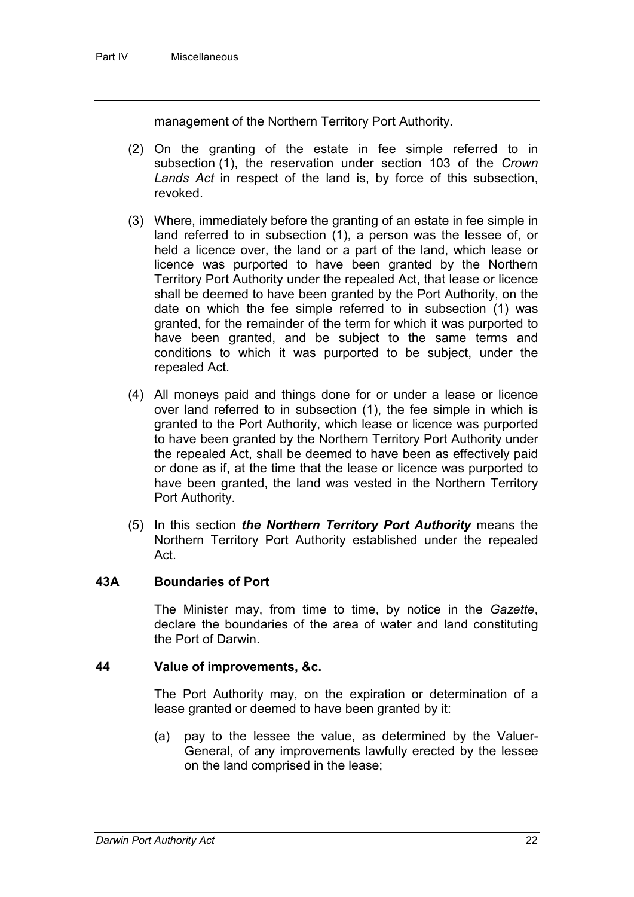management of the Northern Territory Port Authority.

(2) On the granting of the estate in fee simple referred to in subsection (1), the reservation under section 103 of the *Crown Lands Act* in respect of the land is, by force of this subsection, revoked.

(3) Where, immediately before the granting of an estate in fee simple in land referred to in subsection (1), a person was the lessee of, or held a licence over, the land or a part of the land, which lease or licence was purported to have been granted by the Northern Territory Port Authority under the repealed Act, that lease or licence shall be deemed to have been granted by the Port Authority, on the date on which the fee simple referred to in subsection (1) was granted, for the remainder of the term for which it was purported to have been granted, and be subject to the same terms and conditions to which it was purported to be subject, under the repealed Act.

(4) All moneys paid and things done for or under a lease or licence over land referred to in subsection (1), the fee simple in which is granted to the Port Authority, which lease or licence was purported to have been granted by the Northern Territory Port Authority under the repealed Act, shall be deemed to have been as effectively paid or done as if, at the time that the lease or licence was purported to have been granted, the land was vested in the Northern Territory Port Authority.

(5) In this section ***the Northern Territory Port Authority*** means the Northern Territory Port Authority established under the repealed Act.

### 43A Boundaries of Port

The Minister may, from time to time, by notice in the *Gazette*, declare the boundaries of the area of water and land constituting the Port of Darwin.

### 44 Value of improvements, &c.

The Port Authority may, on the expiration or determination of a lease granted or deemed to have been granted by it:

(a) pay to the lessee the value, as determined by the Valuer-General, of any improvements lawfully erected by the lessee on the land comprised in the lease;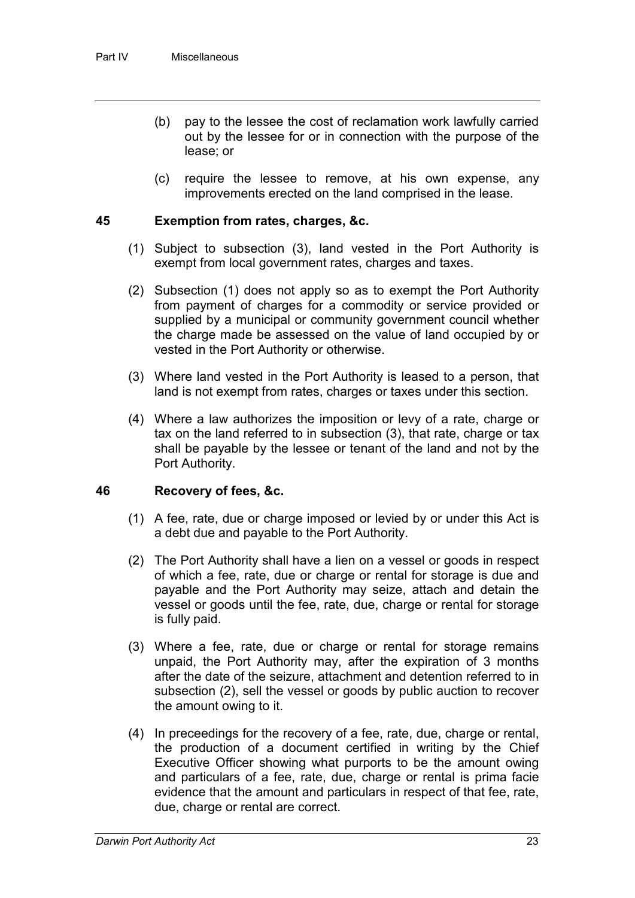(b) pay to the lessee the cost of reclamation work lawfully carried out by the lessee for or in connection with the purpose of the lease; or

(c) require the lessee to remove, at his own expense, any improvements erected on the land comprised in the lease.

### 45 Exemption from rates, charges, &c.

(1) Subject to subsection (3), land vested in the Port Authority is exempt from local government rates, charges and taxes.

(2) Subsection (1) does not apply so as to exempt the Port Authority from payment of charges for a commodity or service provided or supplied by a municipal or community government council whether the charge made be assessed on the value of land occupied by or vested in the Port Authority or otherwise.

(3) Where land vested in the Port Authority is leased to a person, that land is not exempt from rates, charges or taxes under this section.

(4) Where a law authorizes the imposition or levy of a rate, charge or tax on the land referred to in subsection (3), that rate, charge or tax shall be payable by the lessee or tenant of the land and not by the Port Authority.

### 46 Recovery of fees, &c.

(1) A fee, rate, due or charge imposed or levied by or under this Act is a debt due and payable to the Port Authority.

(2) The Port Authority shall have a lien on a vessel or goods in respect of which a fee, rate, due or charge or rental for storage is due and payable and the Port Authority may seize, attach and detain the vessel or goods until the fee, rate, due, charge or rental for storage is fully paid.

(3) Where a fee, rate, due or charge or rental for storage remains unpaid, the Port Authority may, after the expiration of 3 months after the date of the seizure, attachment and detention referred to in subsection (2), sell the vessel or goods by public auction to recover the amount owing to it.

(4) In preceedings for the recovery of a fee, rate, due, charge or rental, the production of a document certified in writing by the Chief Executive Officer showing what purports to be the amount owing and particulars of a fee, rate, due, charge or rental is prima facie evidence that the amount and particulars in respect of that fee, rate, due, charge or rental are correct.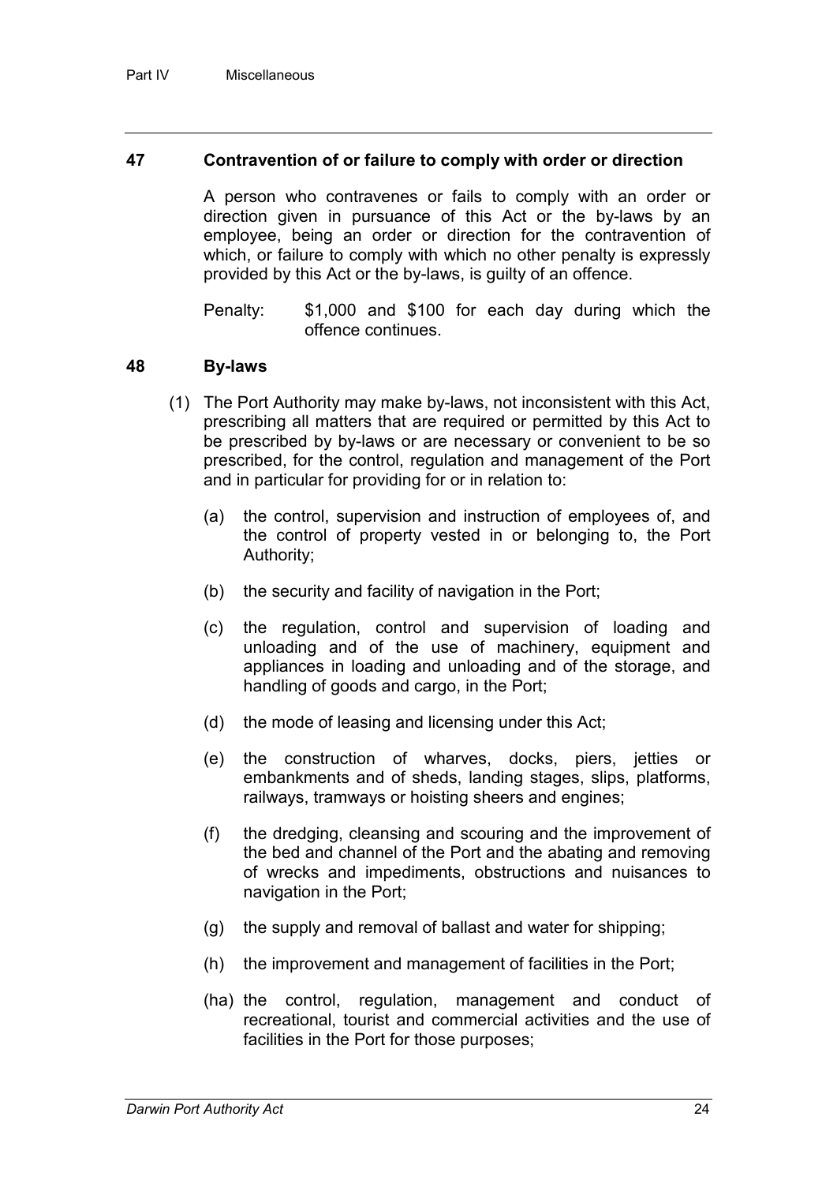## 47 Contravention of or failure to comply with order or direction

A person who contravenes or fails to comply with an order or direction given in pursuance of this Act or the by-laws by an employee, being an order or direction for the contravention of which, or failure to comply with which no other penalty is expressly provided by this Act or the by-laws, is guilty of an offence.

Penalty: $1,000 and $100 for each day during which the offence continues.

## 48 By-laws

(1) The Port Authority may make by-laws, not inconsistent with this Act, prescribing all matters that are required or permitted by this Act to be prescribed by by-laws or are necessary or convenient to be so prescribed, for the control, regulation and management of the Port and in particular for providing for or in relation to:

(a) the control, supervision and instruction of employees of, and the control of property vested in or belonging to, the Port Authority;

(b) the security and facility of navigation in the Port;

(c) the regulation, control and supervision of loading and unloading and of the use of machinery, equipment and appliances in loading and unloading and of the storage, and handling of goods and cargo, in the Port;

(d) the mode of leasing and licensing under this Act;

(e) the construction of wharves, docks, piers, jetties or embankments and of sheds, landing stages, slips, platforms, railways, tramways or hoisting sheers and engines;

(f) the dredging, cleansing and scouring and the improvement of the bed and channel of the Port and the abating and removing of wrecks and impediments, obstructions and nuisances to navigation in the Port;

(g) the supply and removal of ballast and water for shipping;

(h) the improvement and management of facilities in the Port;

(ha) the control, regulation, management and conduct of recreational, tourist and commercial activities and the use of facilities in the Port for those purposes;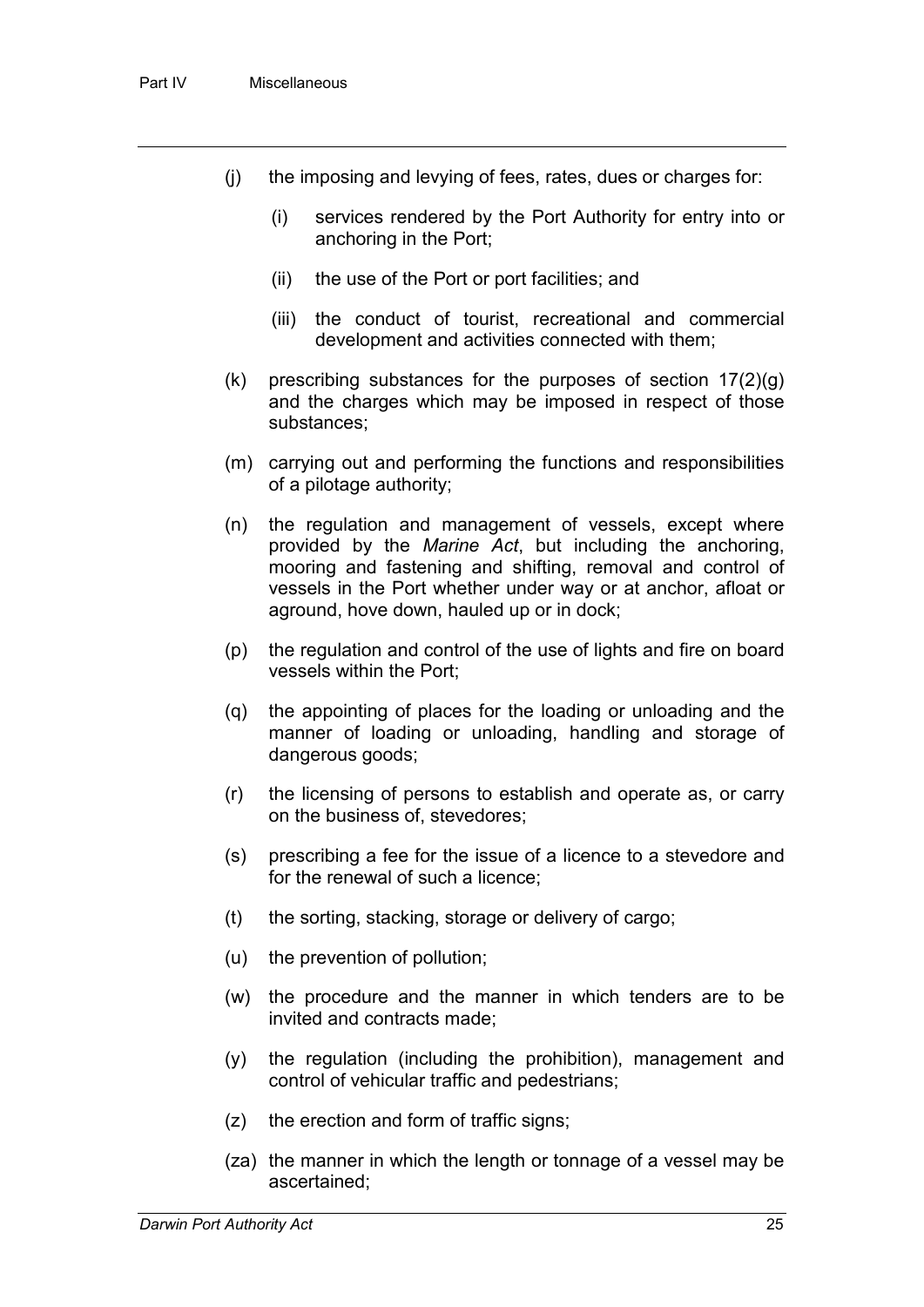(j) the imposing and levying of fees, rates, dues or charges for:

  (i) services rendered by the Port Authority for entry into or anchoring in the Port;

  (ii) the use of the Port or port facilities; and

  (iii) the conduct of tourist, recreational and commercial development and activities connected with them;

(k) prescribing substances for the purposes of section 17(2)(g) and the charges which may be imposed in respect of those substances;

(m) carrying out and performing the functions and responsibilities of a pilotage authority;

(n) the regulation and management of vessels, except where provided by the *Marine Act*, but including the anchoring, mooring and fastening and shifting, removal and control of vessels in the Port whether under way or at anchor, afloat or aground, hove down, hauled up or in dock;

(p) the regulation and control of the use of lights and fire on board vessels within the Port;

(q) the appointing of places for the loading or unloading and the manner of loading or unloading, handling and storage of dangerous goods;

(r) the licensing of persons to establish and operate as, or carry on the business of, stevedores;

(s) prescribing a fee for the issue of a licence to a stevedore and for the renewal of such a licence;

(t) the sorting, stacking, storage or delivery of cargo;

(u) the prevention of pollution;

(w) the procedure and the manner in which tenders are to be invited and contracts made;

(y) the regulation (including the prohibition), management and control of vehicular traffic and pedestrians;

(z) the erection and form of traffic signs;

(za) the manner in which the length or tonnage of a vessel may be ascertained;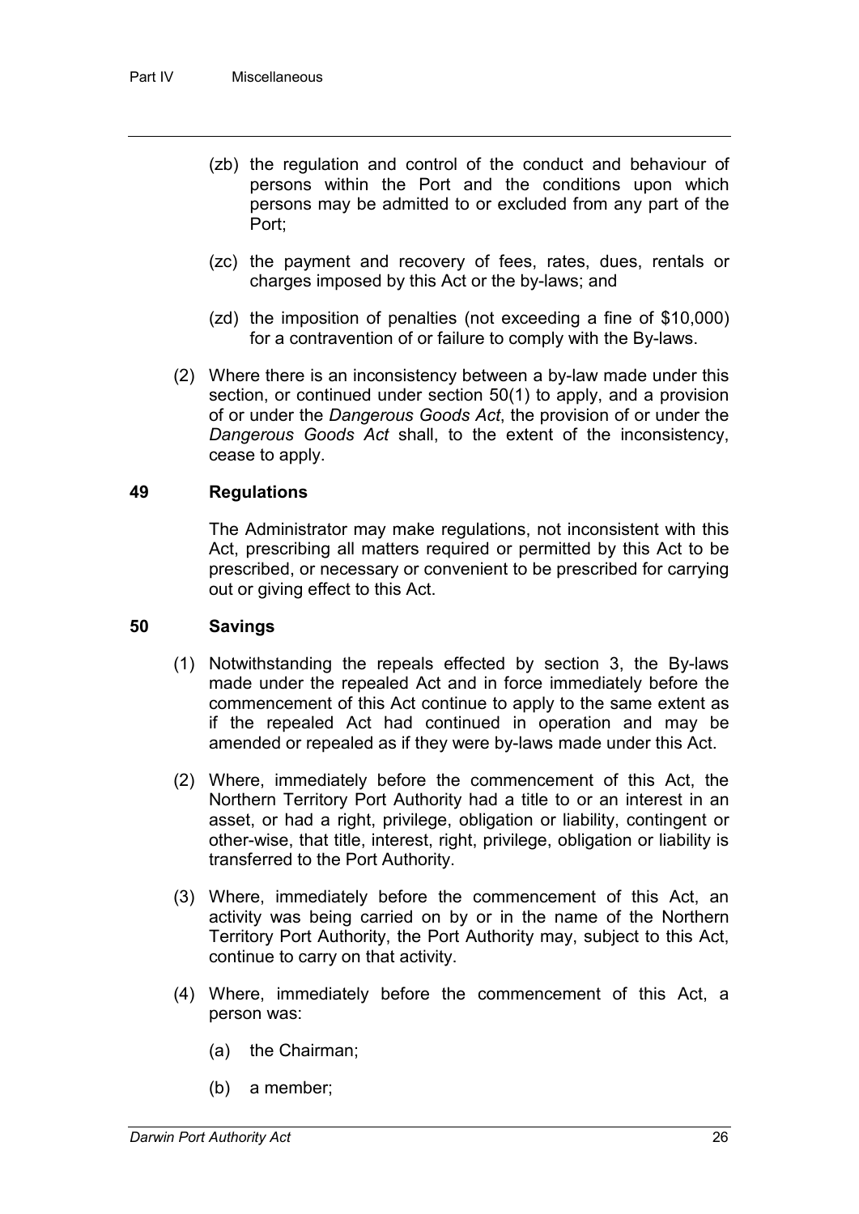- (zb) the regulation and control of the conduct and behaviour of persons within the Port and the conditions upon which persons may be admitted to or excluded from any part of the Port;

- (zc) the payment and recovery of fees, rates, dues, rentals or charges imposed by this Act or the by-laws; and

- (zd) the imposition of penalties (not exceeding a fine of $10,000) for a contravention of or failure to comply with the By-laws.

(2) Where there is an inconsistency between a by-law made under this section, or continued under section 50(1) to apply, and a provision of or under the *Dangerous Goods Act*, the provision of or under the *Dangerous Goods Act* shall, to the extent of the inconsistency, cease to apply.

### 49 Regulations

The Administrator may make regulations, not inconsistent with this Act, prescribing all matters required or permitted by this Act to be prescribed, or necessary or convenient to be prescribed for carrying out or giving effect to this Act.

### 50 Savings

(1) Notwithstanding the repeals effected by section 3, the By-laws made under the repealed Act and in force immediately before the commencement of this Act continue to apply to the same extent as if the repealed Act had continued in operation and may be amended or repealed as if they were by-laws made under this Act.

(2) Where, immediately before the commencement of this Act, the Northern Territory Port Authority had a title to or an interest in an asset, or had a right, privilege, obligation or liability, contingent or other-wise, that title, interest, right, privilege, obligation or liability is transferred to the Port Authority.

(3) Where, immediately before the commencement of this Act, an activity was being carried on by or in the name of the Northern Territory Port Authority, the Port Authority may, subject to this Act, continue to carry on that activity.

(4) Where, immediately before the commencement of this Act, a person was:

- (a) the Chairman;

- (b) a member;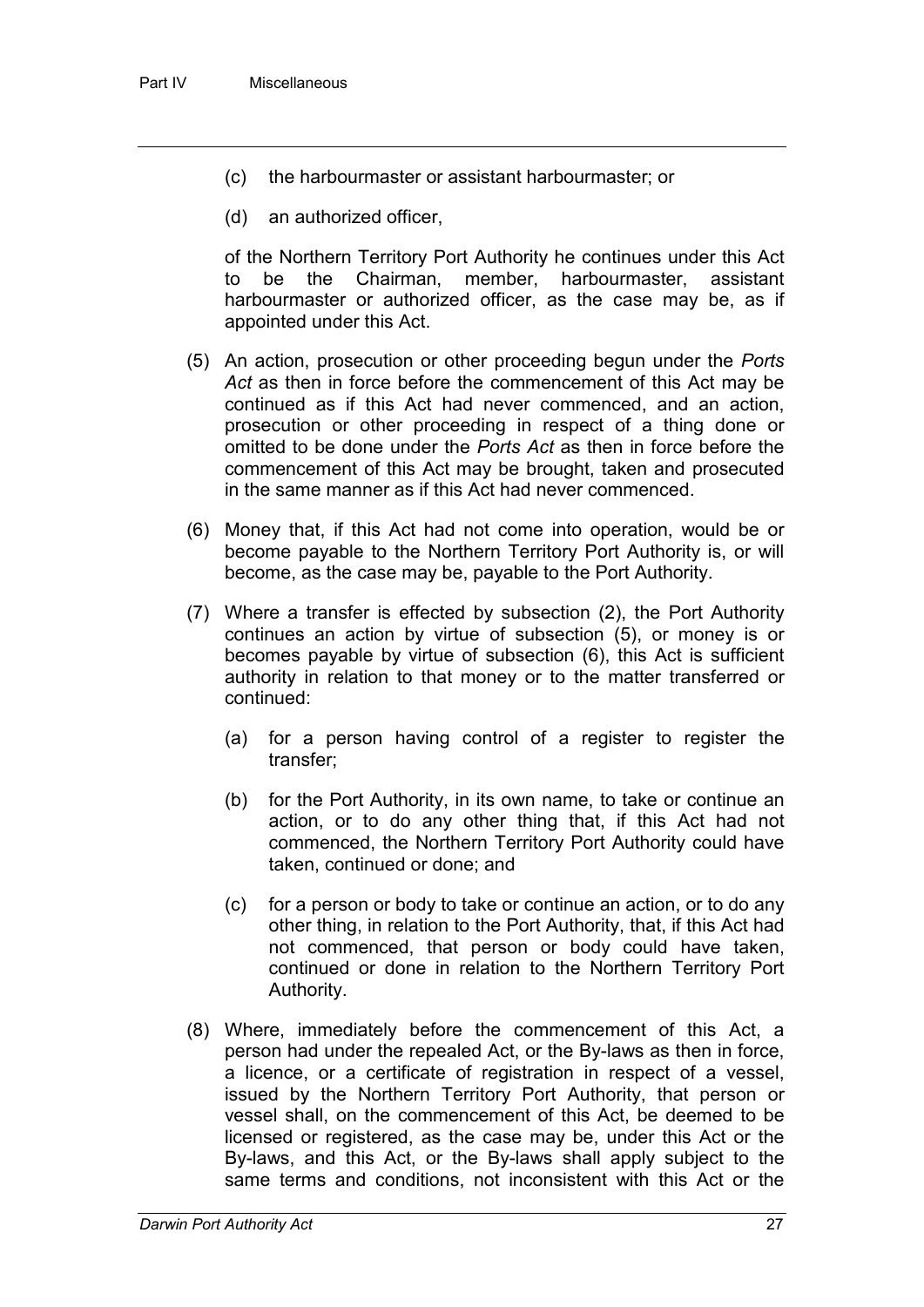(c) the harbourmaster or assistant harbourmaster; or

(d) an authorized officer,

of the Northern Territory Port Authority he continues under this Act to be the Chairman, member, harbourmaster, assistant harbourmaster or authorized officer, as the case may be, as if appointed under this Act.

(5) An action, prosecution or other proceeding begun under the *Ports Act* as then in force before the commencement of this Act may be continued as if this Act had never commenced, and an action, prosecution or other proceeding in respect of a thing done or omitted to be done under the *Ports Act* as then in force before the commencement of this Act may be brought, taken and prosecuted in the same manner as if this Act had never commenced.

(6) Money that, if this Act had not come into operation, would be or become payable to the Northern Territory Port Authority is, or will become, as the case may be, payable to the Port Authority.

(7) Where a transfer is effected by subsection (2), the Port Authority continues an action by virtue of subsection (5), or money is or becomes payable by virtue of subsection (6), this Act is sufficient authority in relation to that money or to the matter transferred or continued:

(a) for a person having control of a register to register the transfer;

(b) for the Port Authority, in its own name, to take or continue an action, or to do any other thing that, if this Act had not commenced, the Northern Territory Port Authority could have taken, continued or done; and

(c) for a person or body to take or continue an action, or to do any other thing, in relation to the Port Authority, that, if this Act had not commenced, that person or body could have taken, continued or done in relation to the Northern Territory Port Authority.

(8) Where, immediately before the commencement of this Act, a person had under the repealed Act, or the By-laws as then in force, a licence, or a certificate of registration in respect of a vessel, issued by the Northern Territory Port Authority, that person or vessel shall, on the commencement of this Act, be deemed to be licensed or registered, as the case may be, under this Act or the By-laws, and this Act, or the By-laws shall apply subject to the same terms and conditions, not inconsistent with this Act or the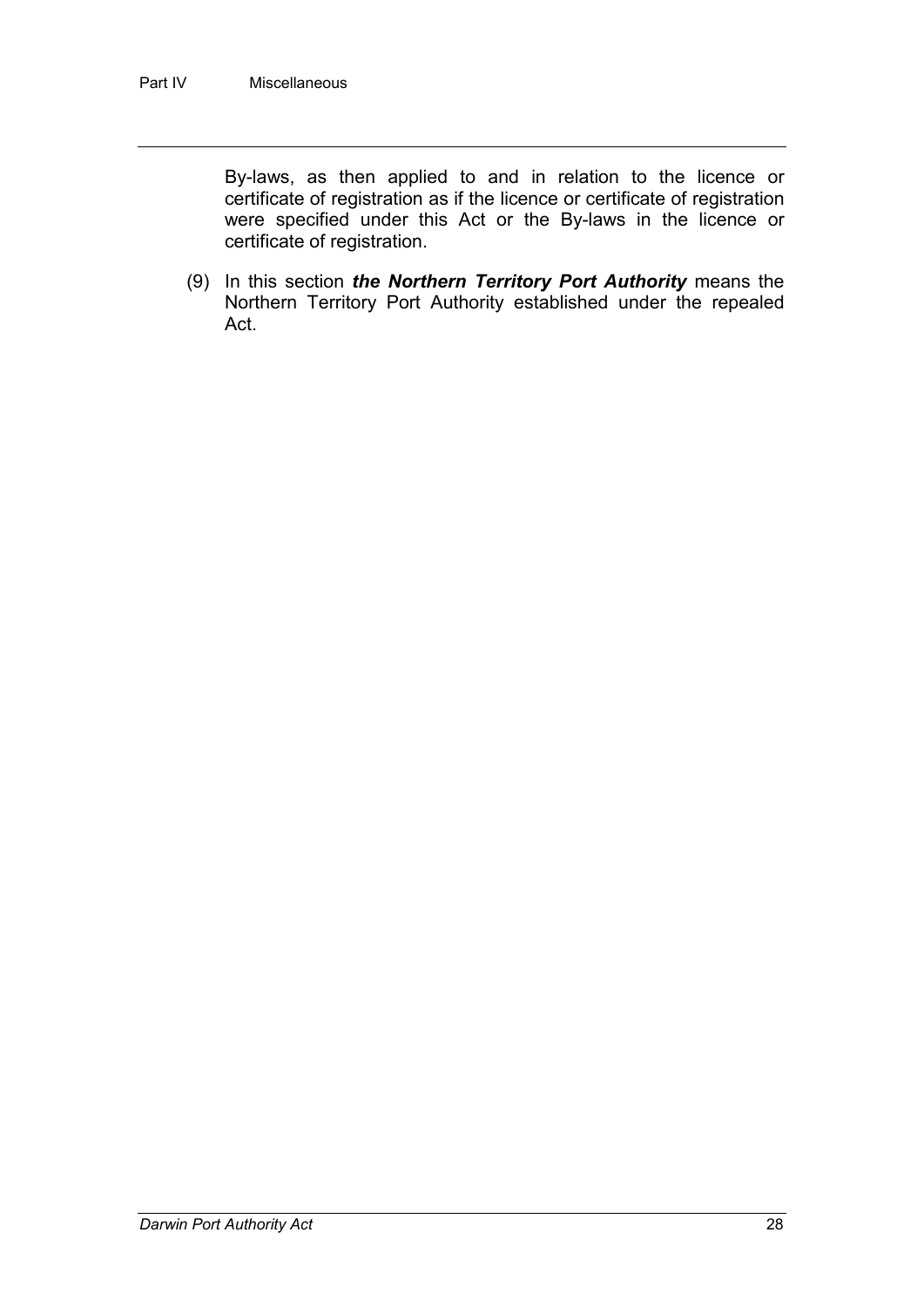By-laws, as then applied to and in relation to the licence or certificate of registration as if the licence or certificate of registration were specified under this Act or the By-laws in the licence or certificate of registration.

(9) In this section ***the Northern Territory Port Authority*** means the Northern Territory Port Authority established under the repealed Act.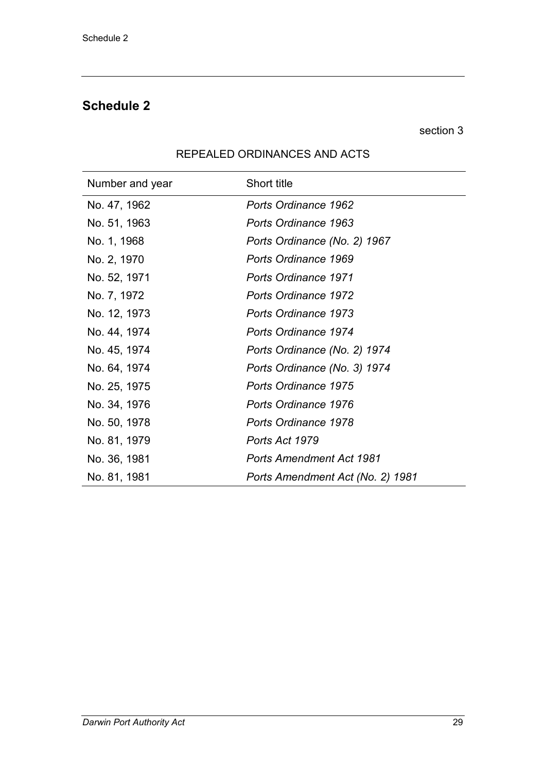## Schedule 2

section 3

REPEALED ORDINANCES AND ACTS

| Number and year | Short title |
|---|---|
| No. 47, 1962 | *Ports Ordinance 1962* |
| No. 51, 1963 | *Ports Ordinance 1963* |
| No. 1, 1968 | *Ports Ordinance (No. 2) 1967* |
| No. 2, 1970 | *Ports Ordinance 1969* |
| No. 52, 1971 | *Ports Ordinance 1971* |
| No. 7, 1972 | *Ports Ordinance 1972* |
| No. 12, 1973 | *Ports Ordinance 1973* |
| No. 44, 1974 | *Ports Ordinance 1974* |
| No. 45, 1974 | *Ports Ordinance (No. 2) 1974* |
| No. 64, 1974 | *Ports Ordinance (No. 3) 1974* |
| No. 25, 1975 | *Ports Ordinance 1975* |
| No. 34, 1976 | *Ports Ordinance 1976* |
| No. 50, 1978 | *Ports Ordinance 1978* |
| No. 81, 1979 | *Ports Act 1979* |
| No. 36, 1981 | *Ports Amendment Act 1981* |
| No. 81, 1981 | *Ports Amendment Act (No. 2) 1981* |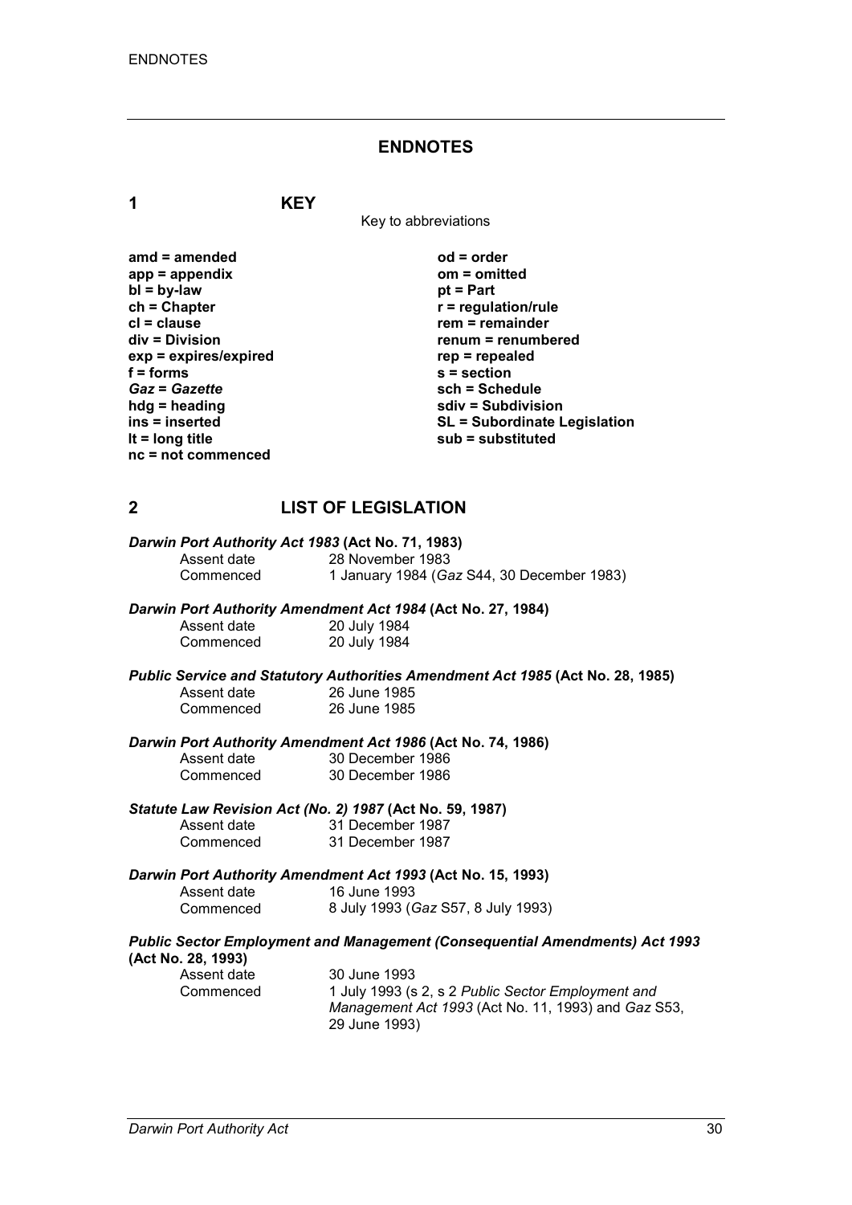# ENDNOTES

## 1 KEY

Key to abbreviations

| | |
|---|---|
| **amd = amended** | **od = order** |
| **app = appendix** | **om = omitted** |
| **bl = by-law** | **pt = Part** |
| **ch = Chapter** | **r = regulation/rule** |
| **cl = clause** | **rem = remainder** |
| **div = Division** | **renum = renumbered** |
| **exp = expires/expired** | **rep = repealed** |
| **f = forms** | **s = section** |
| ***Gaz* = *Gazette*** | **sch = Schedule** |
| **hdg = heading** | **sdiv = Subdivision** |
| **ins = inserted** | **SL = Subordinate Legislation** |
| **lt = long title** | **sub = substituted** |
| **nc = not commenced** | |

## 2 LIST OF LEGISLATION

***Darwin Port Authority Act 1983* (Act No. 71, 1983)**

Assent date 28 November 1983
Commenced 1 January 1984 (*Gaz* S44, 30 December 1983)

***Darwin Port Authority Amendment Act 1984* (Act No. 27, 1984)**

Assent date 20 July 1984
Commenced 20 July 1984

***Public Service and Statutory Authorities Amendment Act 1985* (Act No. 28, 1985)**

Assent date 26 June 1985
Commenced 26 June 1985

***Darwin Port Authority Amendment Act 1986* (Act No. 74, 1986)**

Assent date 30 December 1986
Commenced 30 December 1986

***Statute Law Revision Act (No. 2) 1987* (Act No. 59, 1987)**

Assent date 31 December 1987
Commenced 31 December 1987

***Darwin Port Authority Amendment Act 1993* (Act No. 15, 1993)**

Assent date 16 June 1993
Commenced 8 July 1993 (*Gaz* S57, 8 July 1993)

***Public Sector Employment and Management (Consequential Amendments) Act 1993* (Act No. 28, 1993)**

Assent date 30 June 1993
Commenced 1 July 1993 (s 2, s 2 *Public Sector Employment and Management Act 1993* (Act No. 11, 1993) and *Gaz* S53, 29 June 1993)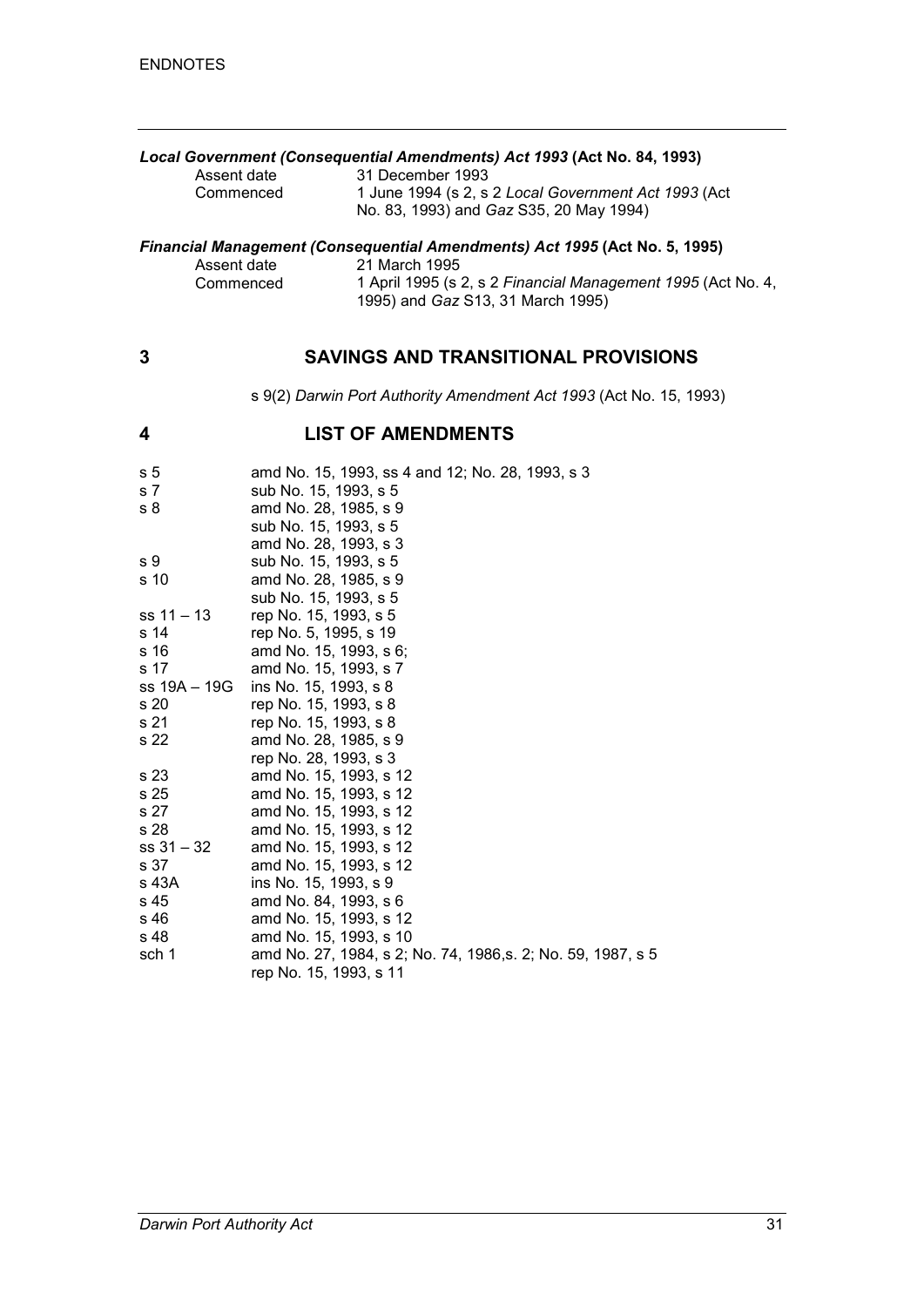***Local Government (Consequential Amendments) Act 1993* (Act No. 84, 1993)**

| | |
|---|---|
| Assent date | 31 December 1993 |
| Commenced | 1 June 1994 (s 2, s 2 *Local Government Act 1993* (Act No. 83, 1993) and *Gaz* S35, 20 May 1994) |

***Financial Management (Consequential Amendments) Act 1995* (Act No. 5, 1995)**

| | |
|---|---|
| Assent date | 21 March 1995 |
| Commenced | 1 April 1995 (s 2, s 2 *Financial Management 1995* (Act No. 4, 1995) and *Gaz* S13, 31 March 1995) |

## 3 SAVINGS AND TRANSITIONAL PROVISIONS

s 9(2) *Darwin Port Authority Amendment Act 1993* (Act No. 15, 1993)

## 4 LIST OF AMENDMENTS

| | |
|---|---|
| s 5 | amd No. 15, 1993, ss 4 and 12; No. 28, 1993, s 3 |
| s 7 | sub No. 15, 1993, s 5 |
| s 8 | amd No. 28, 1985, s 9 |
| | sub No. 15, 1993, s 5 |
| | amd No. 28, 1993, s 3 |
| s 9 | sub No. 15, 1993, s 5 |
| s 10 | amd No. 28, 1985, s 9 |
| | sub No. 15, 1993, s 5 |
| ss 11 – 13 | rep No. 15, 1993, s 5 |
| s 14 | rep No. 5, 1995, s 19 |
| s 16 | amd No. 15, 1993, s 6; |
| s 17 | amd No. 15, 1993, s 7 |
| ss 19A – 19G | ins No. 15, 1993, s 8 |
| s 20 | rep No. 15, 1993, s 8 |
| s 21 | rep No. 15, 1993, s 8 |
| s 22 | amd No. 28, 1985, s 9 |
| | rep No. 28, 1993, s 3 |
| s 23 | amd No. 15, 1993, s 12 |
| s 25 | amd No. 15, 1993, s 12 |
| s 27 | amd No. 15, 1993, s 12 |
| s 28 | amd No. 15, 1993, s 12 |
| ss 31 – 32 | amd No. 15, 1993, s 12 |
| s 37 | amd No. 15, 1993, s 12 |
| s 43A | ins No. 15, 1993, s 9 |
| s 45 | amd No. 84, 1993, s 6 |
| s 46 | amd No. 15, 1993, s 12 |
| s 48 | amd No. 15, 1993, s 10 |
| sch 1 | amd No. 27, 1984, s 2; No. 74, 1986,s. 2; No. 59, 1987, s 5 |
| | rep No. 15, 1993, s 11 |